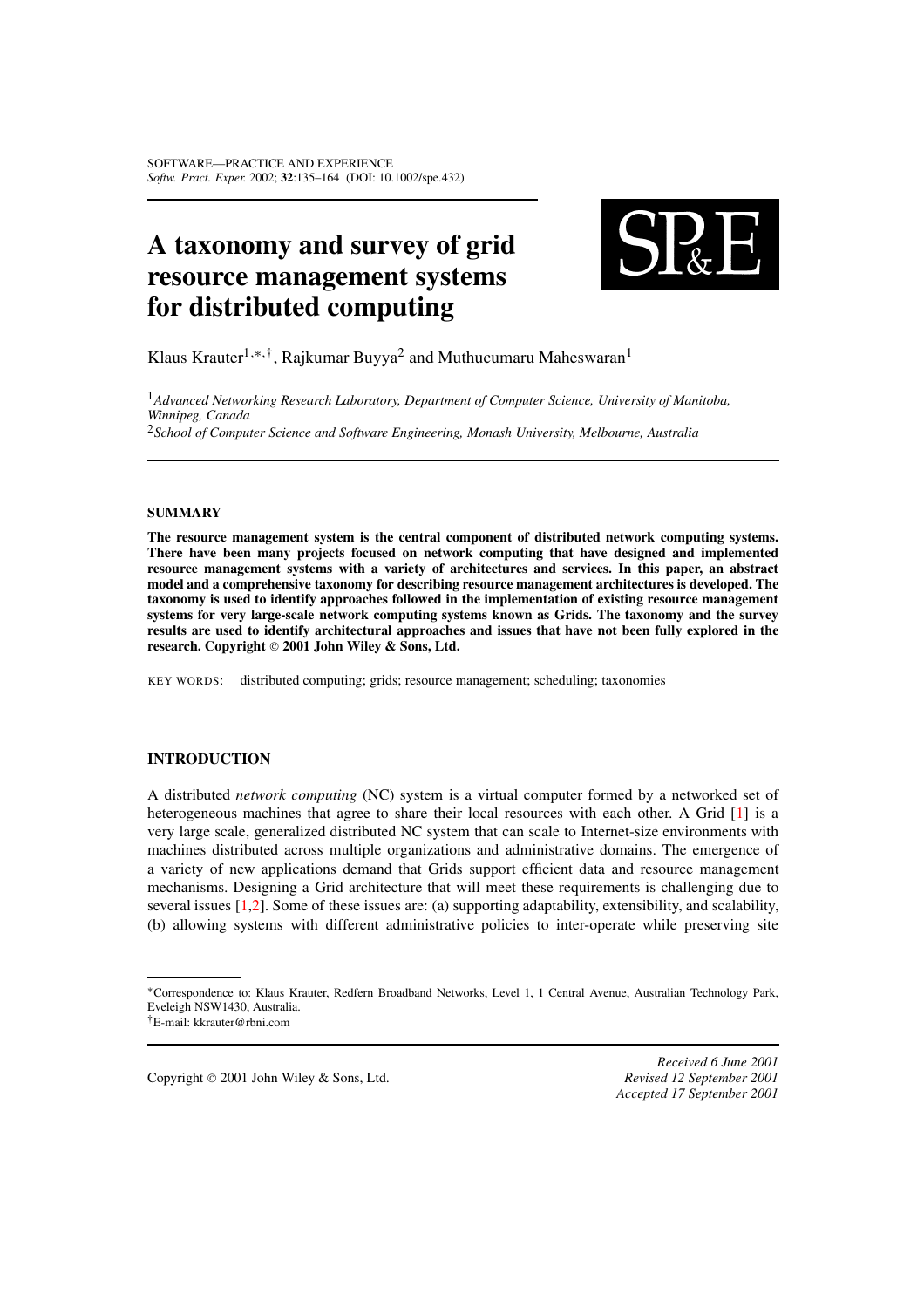# A taxonomy and survey of grid resource management systems for distributed computing

Klaus Krauter[1,∗,†], Rajkumar Buyya[2] and Muthucumaru Maheswaran[1]

[1] *Advanced Networking Research Laboratory, Department of Computer Science, University of Manitoba, Winnipeg, Canada*

[2] *School of Computer Science and Software Engineering, Monash University, Melbourne, Australia*

## SUMMARY

**The resource management system is the central component of distributed network computing systems. There have been many projects focused on network computing that have designed and implemented resource management systems with a variety of architectures and services. In this paper, an abstract model and a comprehensive taxonomy for describing resource management architectures is developed. The taxonomy is used to identify approaches followed in the implementation of existing resource management systems for very large-scale network computing systems known as Grids. The taxonomy and the survey results are used to identify architectural approaches and issues that have not been fully explored in the research. Copyright © 2001 John Wiley & Sons, Ltd.**

KEY WORDS: distributed computing; grids; resource management; scheduling; taxonomies

## INTRODUCTION

A distributed *network computing* (NC) system is a virtual computer formed by a networked set of heterogeneous machines that agree to share their local resources with each other. A Grid [1] is a very large scale, generalized distributed NC system that can scale to Internet-size environments with machines distributed across multiple organizations and administrative domains. The emergence of a variety of new applications demand that Grids support efficient data and resource management mechanisms. Designing a Grid architecture that will meet these requirements is challenging due to several issues [1,2]. Some of these issues are: (a) supporting adaptability, extensibility, and scalability, (b) allowing systems with different administrative policies to inter-operate while preserving site

∗Correspondence to: Klaus Krauter, Redfern Broadband Networks, Level 1, 1 Central Avenue, Australian Technology Park, Eveleigh NSW1430, Australia.

†E-mail: kkrauter@rbni.com

Copyright © 2001 John Wiley & Sons, Ltd.

*Received 6 June 2001*
*Revised 12 September 2001*
*Accepted 17 September 2001*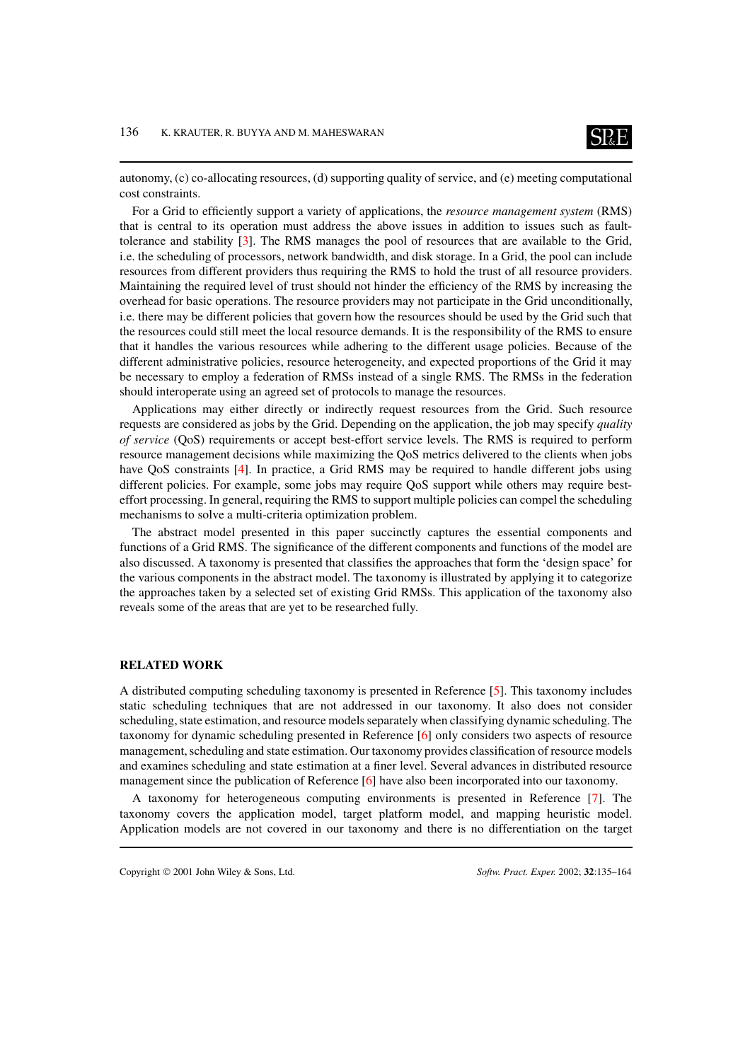autonomy, (c) co-allocating resources, (d) supporting quality of service, and (e) meeting computational cost constraints.

For a Grid to efficiently support a variety of applications, the *resource management system* (RMS) that is central to its operation must address the above issues in addition to issues such as fault-tolerance and stability [3]. The RMS manages the pool of resources that are available to the Grid, i.e. the scheduling of processors, network bandwidth, and disk storage. In a Grid, the pool can include resources from different providers thus requiring the RMS to hold the trust of all resource providers. Maintaining the required level of trust should not hinder the efficiency of the RMS by increasing the overhead for basic operations. The resource providers may not participate in the Grid unconditionally, i.e. there may be different policies that govern how the resources should be used by the Grid such that the resources could still meet the local resource demands. It is the responsibility of the RMS to ensure that it handles the various resources while adhering to the different usage policies. Because of the different administrative policies, resource heterogeneity, and expected proportions of the Grid it may be necessary to employ a federation of RMSs instead of a single RMS. The RMSs in the federation should interoperate using an agreed set of protocols to manage the resources.

Applications may either directly or indirectly request resources from the Grid. Such resource requests are considered as jobs by the Grid. Depending on the application, the job may specify *quality of service* (QoS) requirements or accept best-effort service levels. The RMS is required to perform resource management decisions while maximizing the QoS metrics delivered to the clients when jobs have QoS constraints [4]. In practice, a Grid RMS may be required to handle different jobs using different policies. For example, some jobs may require QoS support while others may require best-effort processing. In general, requiring the RMS to support multiple policies can compel the scheduling mechanisms to solve a multi-criteria optimization problem.

The abstract model presented in this paper succinctly captures the essential components and functions of a Grid RMS. The significance of the different components and functions of the model are also discussed. A taxonomy is presented that classifies the approaches that form the 'design space' for the various components in the abstract model. The taxonomy is illustrated by applying it to categorize the approaches taken by a selected set of existing Grid RMSs. This application of the taxonomy also reveals some of the areas that are yet to be researched fully.

## RELATED WORK

A distributed computing scheduling taxonomy is presented in Reference [5]. This taxonomy includes static scheduling techniques that are not addressed in our taxonomy. It also does not consider scheduling, state estimation, and resource models separately when classifying dynamic scheduling. The taxonomy for dynamic scheduling presented in Reference [6] only considers two aspects of resource management, scheduling and state estimation. Our taxonomy provides classification of resource models and examines scheduling and state estimation at a finer level. Several advances in distributed resource management since the publication of Reference [6] have also been incorporated into our taxonomy.

A taxonomy for heterogeneous computing environments is presented in Reference [7]. The taxonomy covers the application model, target platform model, and mapping heuristic model. Application models are not covered in our taxonomy and there is no differentiation on the target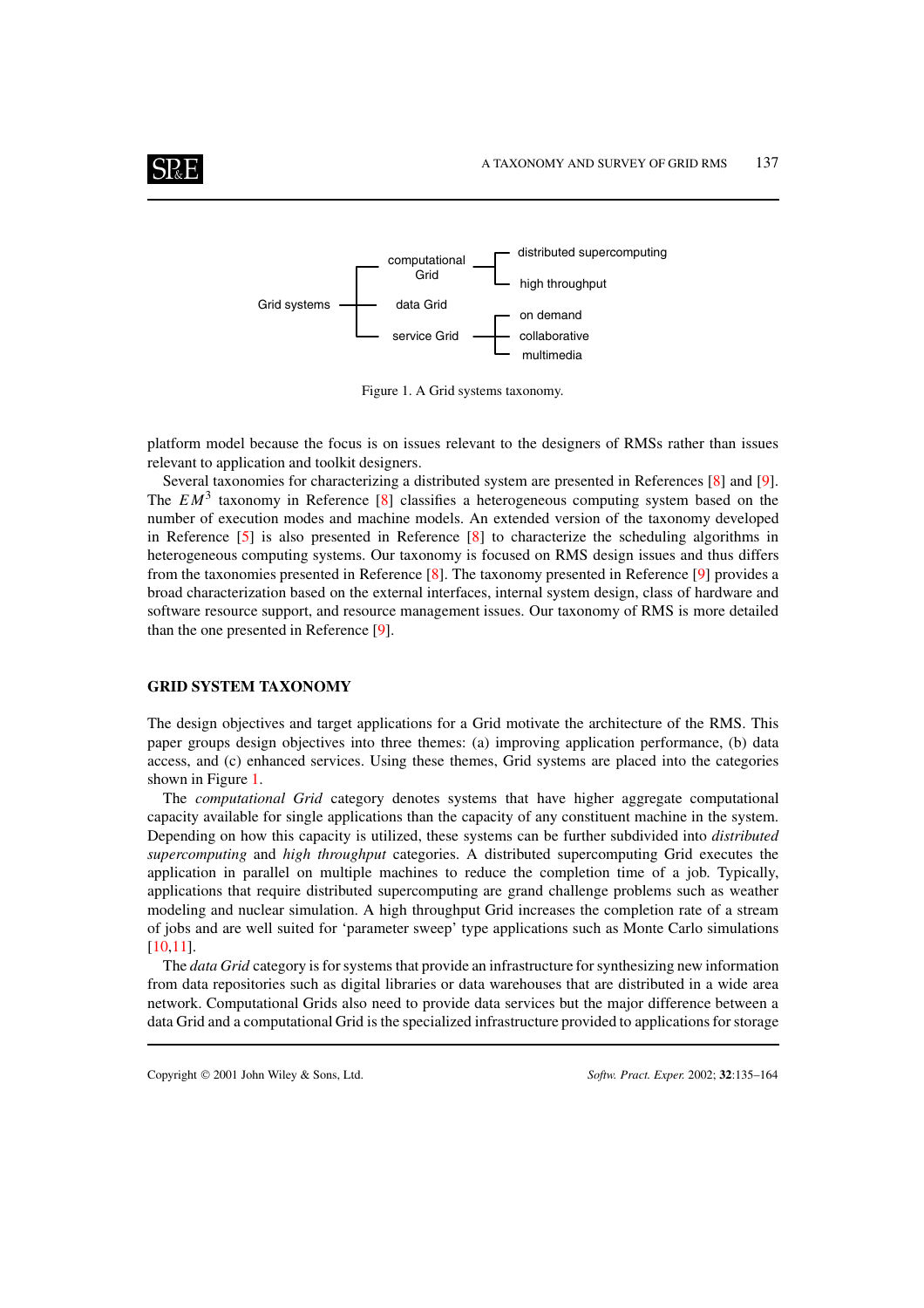Grid systems
- computational Grid
  - distributed supercomputing
  - high throughput
- data Grid
- service Grid
  - on demand
  - collaborative
  - multimedia

Figure 1. A Grid systems taxonomy.

platform model because the focus is on issues relevant to the designers of RMSs rather than issues relevant to application and toolkit designers.

Several taxonomies for characterizing a distributed system are presented in References [8] and [9]. The $EM^3$ taxonomy in Reference [8] classifies a heterogeneous computing system based on the number of execution modes and machine models. An extended version of the taxonomy developed in Reference [5] is also presented in Reference [8] to characterize the scheduling algorithms in heterogeneous computing systems. Our taxonomy is focused on RMS design issues and thus differs from the taxonomies presented in Reference [8]. The taxonomy presented in Reference [9] provides a broad characterization based on the external interfaces, internal system design, class of hardware and software resource support, and resource management issues. Our taxonomy of RMS is more detailed than the one presented in Reference [9].

## GRID SYSTEM TAXONOMY

The design objectives and target applications for a Grid motivate the architecture of the RMS. This paper groups design objectives into three themes: (a) improving application performance, (b) data access, and (c) enhanced services. Using these themes, Grid systems are placed into the categories shown in Figure 1.

The *computational Grid* category denotes systems that have higher aggregate computational capacity available for single applications than the capacity of any constituent machine in the system. Depending on how this capacity is utilized, these systems can be further subdivided into *distributed supercomputing* and *high throughput* categories. A distributed supercomputing Grid executes the application in parallel on multiple machines to reduce the completion time of a job. Typically, applications that require distributed supercomputing are grand challenge problems such as weather modeling and nuclear simulation. A high throughput Grid increases the completion rate of a stream of jobs and are well suited for 'parameter sweep' type applications such as Monte Carlo simulations [10,11].

The *data Grid* category is for systems that provide an infrastructure for synthesizing new information from data repositories such as digital libraries or data warehouses that are distributed in a wide area network. Computational Grids also need to provide data services but the major difference between a data Grid and a computational Grid is the specialized infrastructure provided to applications for storage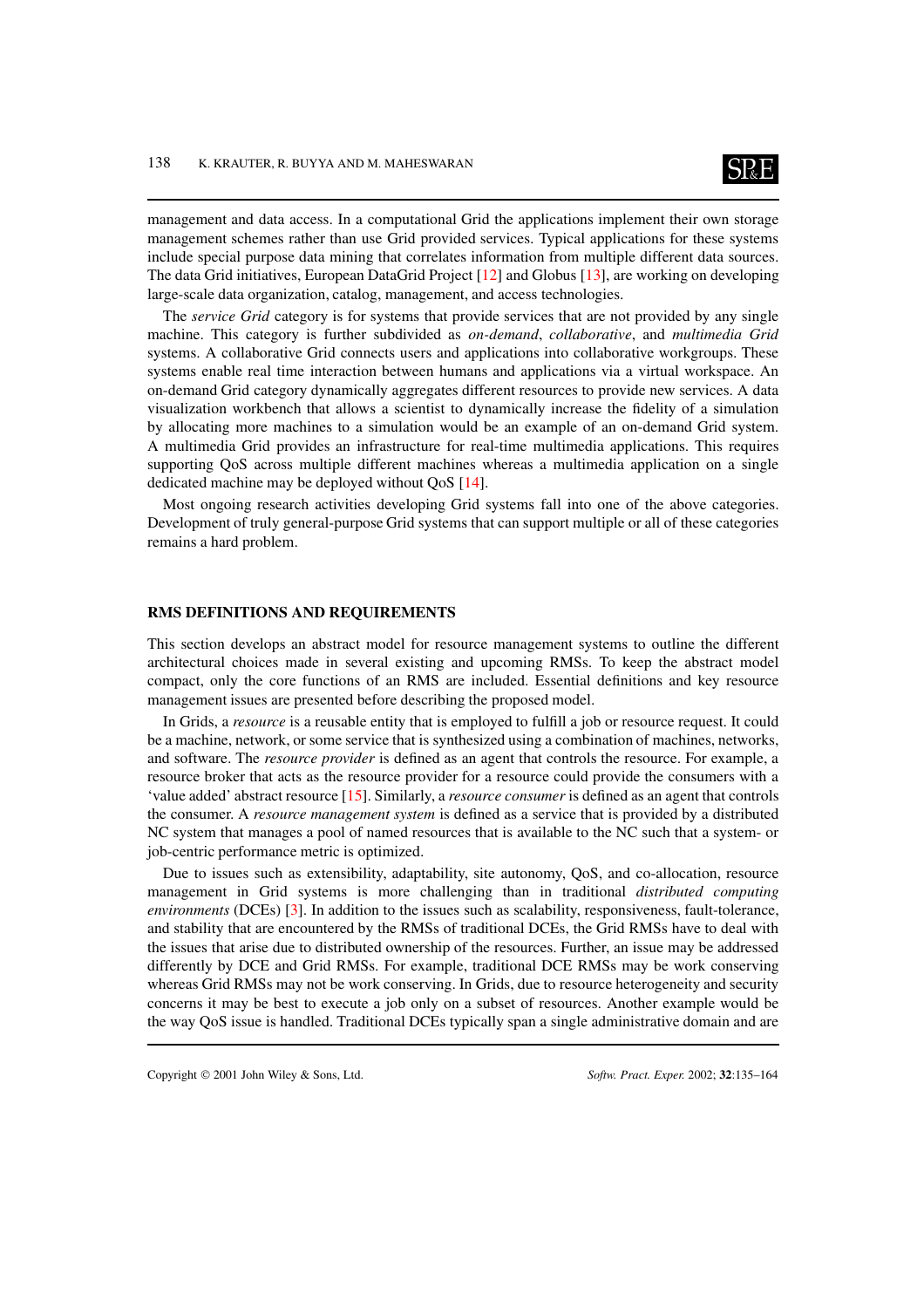management and data access. In a computational Grid the applications implement their own storage management schemes rather than use Grid provided services. Typical applications for these systems include special purpose data mining that correlates information from multiple different data sources. The data Grid initiatives, European DataGrid Project [12] and Globus [13], are working on developing large-scale data organization, catalog, management, and access technologies.

The *service Grid* category is for systems that provide services that are not provided by any single machine. This category is further subdivided as *on-demand*, *collaborative*, and *multimedia Grid* systems. A collaborative Grid connects users and applications into collaborative workgroups. These systems enable real time interaction between humans and applications via a virtual workspace. An on-demand Grid category dynamically aggregates different resources to provide new services. A data visualization workbench that allows a scientist to dynamically increase the fidelity of a simulation by allocating more machines to a simulation would be an example of an on-demand Grid system. A multimedia Grid provides an infrastructure for real-time multimedia applications. This requires supporting QoS across multiple different machines whereas a multimedia application on a single dedicated machine may be deployed without QoS [14].

Most ongoing research activities developing Grid systems fall into one of the above categories. Development of truly general-purpose Grid systems that can support multiple or all of these categories remains a hard problem.

## RMS DEFINITIONS AND REQUIREMENTS

This section develops an abstract model for resource management systems to outline the different architectural choices made in several existing and upcoming RMSs. To keep the abstract model compact, only the core functions of an RMS are included. Essential definitions and key resource management issues are presented before describing the proposed model.

In Grids, a *resource* is a reusable entity that is employed to fulfill a job or resource request. It could be a machine, network, or some service that is synthesized using a combination of machines, networks, and software. The *resource provider* is defined as an agent that controls the resource. For example, a resource broker that acts as the resource provider for a resource could provide the consumers with a 'value added' abstract resource [15]. Similarly, a *resource consumer* is defined as an agent that controls the consumer. A *resource management system* is defined as a service that is provided by a distributed NC system that manages a pool of named resources that is available to the NC such that a system- or job-centric performance metric is optimized.

Due to issues such as extensibility, adaptability, site autonomy, QoS, and co-allocation, resource management in Grid systems is more challenging than in traditional *distributed computing environments* (DCEs) [3]. In addition to the issues such as scalability, responsiveness, fault-tolerance, and stability that are encountered by the RMSs of traditional DCEs, the Grid RMSs have to deal with the issues that arise due to distributed ownership of the resources. Further, an issue may be addressed differently by DCE and Grid RMSs. For example, traditional DCE RMSs may be work conserving whereas Grid RMSs may not be work conserving. In Grids, due to resource heterogeneity and security concerns it may be best to execute a job only on a subset of resources. Another example would be the way QoS issue is handled. Traditional DCEs typically span a single administrative domain and are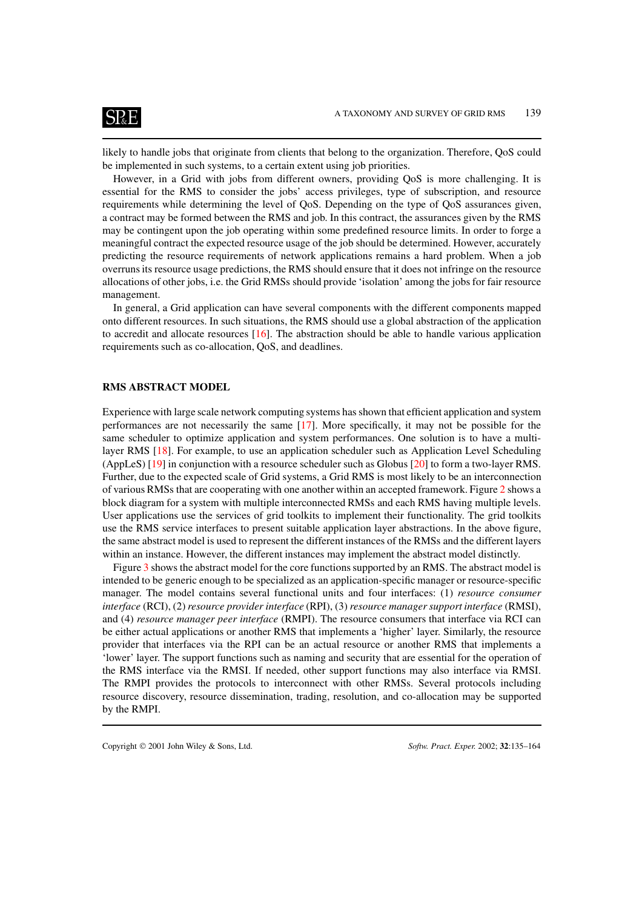likely to handle jobs that originate from clients that belong to the organization. Therefore, QoS could be implemented in such systems, to a certain extent using job priorities.

However, in a Grid with jobs from different owners, providing QoS is more challenging. It is essential for the RMS to consider the jobs' access privileges, type of subscription, and resource requirements while determining the level of QoS. Depending on the type of QoS assurances given, a contract may be formed between the RMS and job. In this contract, the assurances given by the RMS may be contingent upon the job operating within some predefined resource limits. In order to forge a meaningful contract the expected resource usage of the job should be determined. However, accurately predicting the resource requirements of network applications remains a hard problem. When a job overruns its resource usage predictions, the RMS should ensure that it does not infringe on the resource allocations of other jobs, i.e. the Grid RMSs should provide 'isolation' among the jobs for fair resource management.

In general, a Grid application can have several components with the different components mapped onto different resources. In such situations, the RMS should use a global abstraction of the application to accredit and allocate resources [16]. The abstraction should be able to handle various application requirements such as co-allocation, QoS, and deadlines.

## RMS ABSTRACT MODEL

Experience with large scale network computing systems has shown that efficient application and system performances are not necessarily the same [17]. More specifically, it may not be possible for the same scheduler to optimize application and system performances. One solution is to have a multi-layer RMS [18]. For example, to use an application scheduler such as Application Level Scheduling (AppLeS) [19] in conjunction with a resource scheduler such as Globus [20] to form a two-layer RMS. Further, due to the expected scale of Grid systems, a Grid RMS is most likely to be an interconnection of various RMSs that are cooperating with one another within an accepted framework. Figure 2 shows a block diagram for a system with multiple interconnected RMSs and each RMS having multiple levels. User applications use the services of grid toolkits to implement their functionality. The grid toolkits use the RMS service interfaces to present suitable application layer abstractions. In the above figure, the same abstract model is used to represent the different instances of the RMSs and the different layers within an instance. However, the different instances may implement the abstract model distinctly.

Figure 3 shows the abstract model for the core functions supported by an RMS. The abstract model is intended to be generic enough to be specialized as an application-specific manager or resource-specific manager. The model contains several functional units and four interfaces: (1) *resource consumer interface* (RCI), (2) *resource provider interface* (RPI), (3) *resource manager support interface* (RMSI), and (4) *resource manager peer interface* (RMPI). The resource consumers that interface via RCI can be either actual applications or another RMS that implements a 'higher' layer. Similarly, the resource provider that interfaces via the RPI can be an actual resource or another RMS that implements a 'lower' layer. The support functions such as naming and security that are essential for the operation of the RMS interface via the RMSI. If needed, other support functions may also interface via RMSI. The RMPI provides the protocols to interconnect with other RMSs. Several protocols including resource discovery, resource dissemination, trading, resolution, and co-allocation may be supported by the RMPI.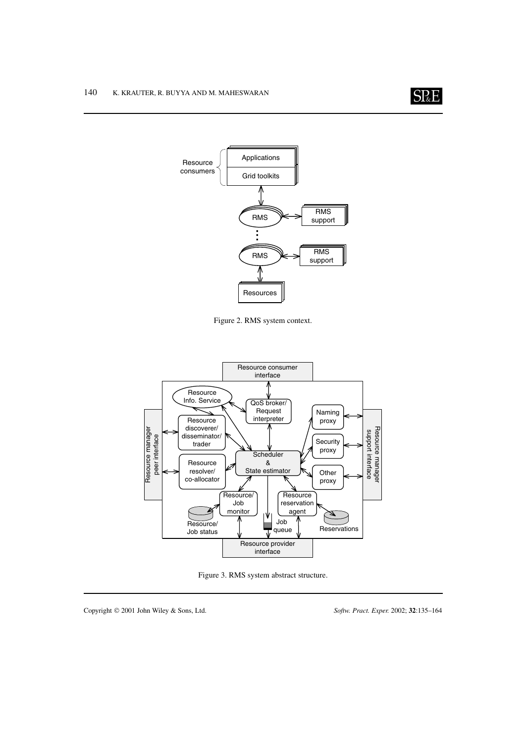Figure 2. RMS system context.

Figure 3. RMS system abstract structure.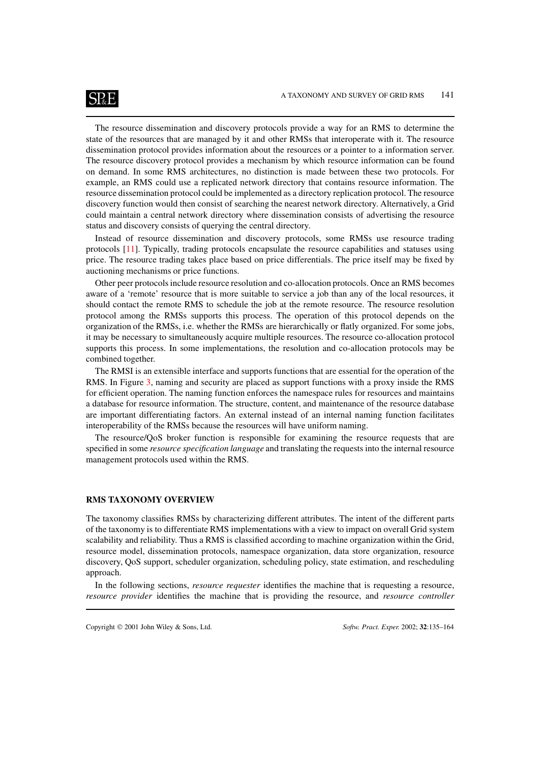The resource dissemination and discovery protocols provide a way for an RMS to determine the state of the resources that are managed by it and other RMSs that interoperate with it. The resource dissemination protocol provides information about the resources or a pointer to a information server. The resource discovery protocol provides a mechanism by which resource information can be found on demand. In some RMS architectures, no distinction is made between these two protocols. For example, an RMS could use a replicated network directory that contains resource information. The resource dissemination protocol could be implemented as a directory replication protocol. The resource discovery function would then consist of searching the nearest network directory. Alternatively, a Grid could maintain a central network directory where dissemination consists of advertising the resource status and discovery consists of querying the central directory.

Instead of resource dissemination and discovery protocols, some RMSs use resource trading protocols [11]. Typically, trading protocols encapsulate the resource capabilities and statuses using price. The resource trading takes place based on price differentials. The price itself may be fixed by auctioning mechanisms or price functions.

Other peer protocols include resource resolution and co-allocation protocols. Once an RMS becomes aware of a 'remote' resource that is more suitable to service a job than any of the local resources, it should contact the remote RMS to schedule the job at the remote resource. The resource resolution protocol among the RMSs supports this process. The operation of this protocol depends on the organization of the RMSs, i.e. whether the RMSs are hierarchically or flatly organized. For some jobs, it may be necessary to simultaneously acquire multiple resources. The resource co-allocation protocol supports this process. In some implementations, the resolution and co-allocation protocols may be combined together.

The RMSI is an extensible interface and supports functions that are essential for the operation of the RMS. In Figure 3, naming and security are placed as support functions with a proxy inside the RMS for efficient operation. The naming function enforces the namespace rules for resources and maintains a database for resource information. The structure, content, and maintenance of the resource database are important differentiating factors. An external instead of an internal naming function facilitates interoperability of the RMSs because the resources will have uniform naming.

The resource/QoS broker function is responsible for examining the resource requests that are specified in some *resource specification language* and translating the requests into the internal resource management protocols used within the RMS.

## RMS TAXONOMY OVERVIEW

The taxonomy classifies RMSs by characterizing different attributes. The intent of the different parts of the taxonomy is to differentiate RMS implementations with a view to impact on overall Grid system scalability and reliability. Thus a RMS is classified according to machine organization within the Grid, resource model, dissemination protocols, namespace organization, data store organization, resource discovery, QoS support, scheduler organization, scheduling policy, state estimation, and rescheduling approach.

In the following sections, *resource requester* identifies the machine that is requesting a resource, *resource provider* identifies the machine that is providing the resource, and *resource controller*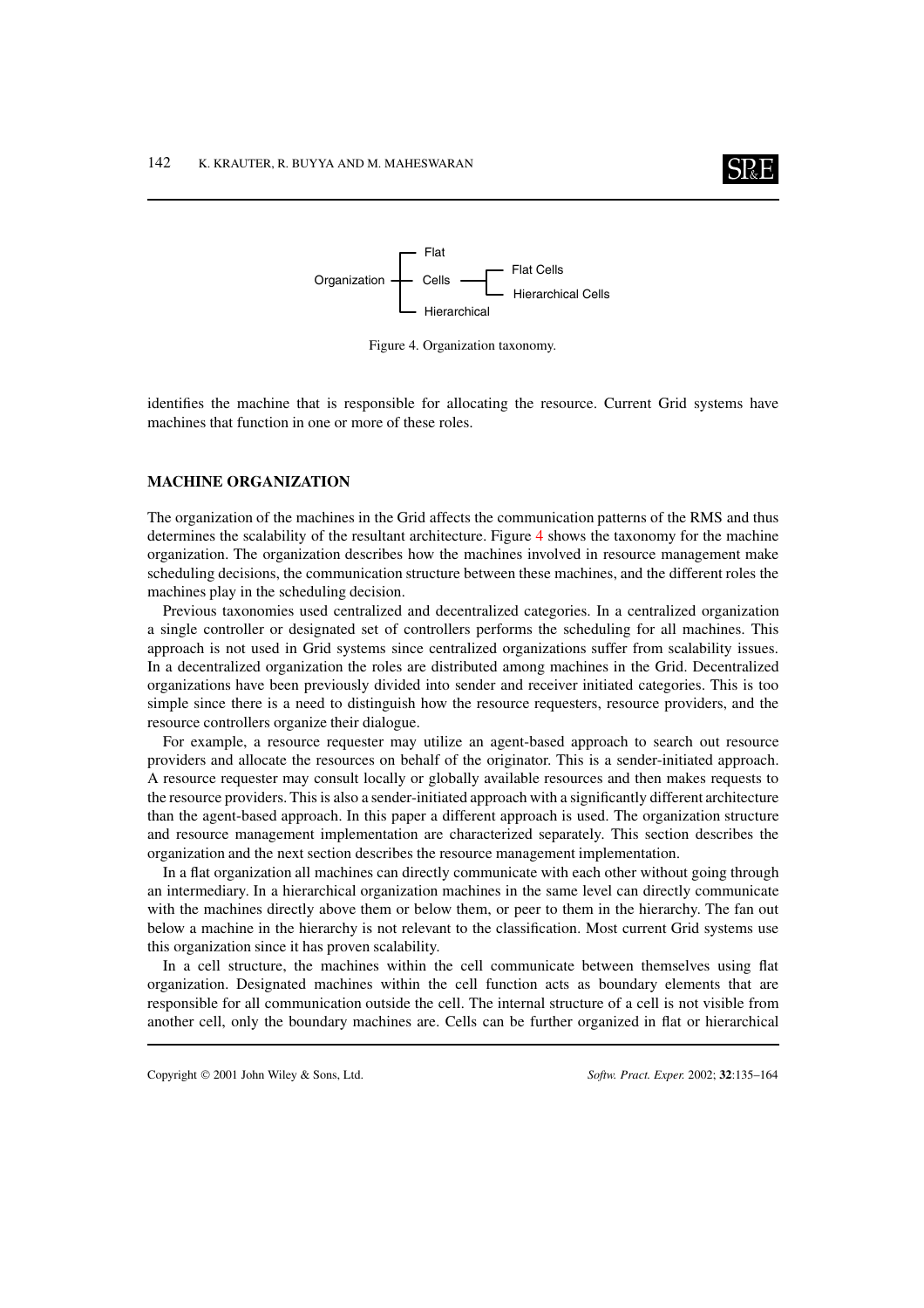Organization
- Flat
- Cells
  - Flat Cells
  - Hierarchical Cells
- Hierarchical

Figure 4. Organization taxonomy.

identifies the machine that is responsible for allocating the resource. Current Grid systems have machines that function in one or more of these roles.

## MACHINE ORGANIZATION

The organization of the machines in the Grid affects the communication patterns of the RMS and thus determines the scalability of the resultant architecture. Figure 4 shows the taxonomy for the machine organization. The organization describes how the machines involved in resource management make scheduling decisions, the communication structure between these machines, and the different roles the machines play in the scheduling decision.

Previous taxonomies used centralized and decentralized categories. In a centralized organization a single controller or designated set of controllers performs the scheduling for all machines. This approach is not used in Grid systems since centralized organizations suffer from scalability issues. In a decentralized organization the roles are distributed among machines in the Grid. Decentralized organizations have been previously divided into sender and receiver initiated categories. This is too simple since there is a need to distinguish how the resource requesters, resource providers, and the resource controllers organize their dialogue.

For example, a resource requester may utilize an agent-based approach to search out resource providers and allocate the resources on behalf of the originator. This is a sender-initiated approach. A resource requester may consult locally or globally available resources and then makes requests to the resource providers. This is also a sender-initiated approach with a significantly different architecture than the agent-based approach. In this paper a different approach is used. The organization structure and resource management implementation are characterized separately. This section describes the organization and the next section describes the resource management implementation.

In a flat organization all machines can directly communicate with each other without going through an intermediary. In a hierarchical organization machines in the same level can directly communicate with the machines directly above them or below them, or peer to them in the hierarchy. The fan out below a machine in the hierarchy is not relevant to the classification. Most current Grid systems use this organization since it has proven scalability.

In a cell structure, the machines within the cell communicate between themselves using flat organization. Designated machines within the cell function acts as boundary elements that are responsible for all communication outside the cell. The internal structure of a cell is not visible from another cell, only the boundary machines are. Cells can be further organized in flat or hierarchical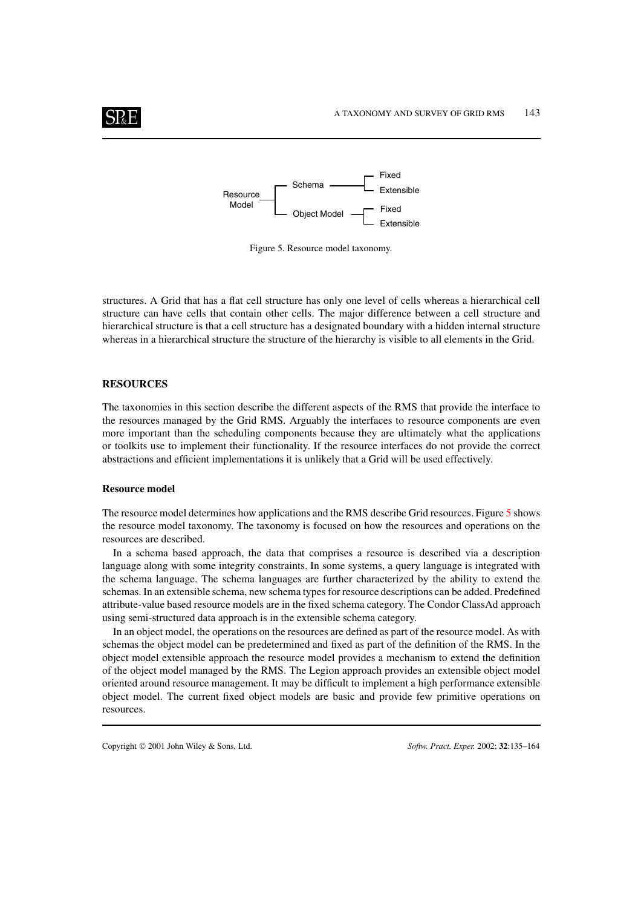Resource Model
Schema
Fixed
Extensible
Object Model
Fixed
Extensible

Figure 5. Resource model taxonomy.

structures. A Grid that has a flat cell structure has only one level of cells whereas a hierarchical cell structure can have cells that contain other cells. The major difference between a cell structure and hierarchical structure is that a cell structure has a designated boundary with a hidden internal structure whereas in a hierarchical structure the structure of the hierarchy is visible to all elements in the Grid.

## RESOURCES

The taxonomies in this section describe the different aspects of the RMS that provide the interface to the resources managed by the Grid RMS. Arguably the interfaces to resource components are even more important than the scheduling components because they are ultimately what the applications or toolkits use to implement their functionality. If the resource interfaces do not provide the correct abstractions and efficient implementations it is unlikely that a Grid will be used effectively.

### Resource model

The resource model determines how applications and the RMS describe Grid resources. Figure 5 shows the resource model taxonomy. The taxonomy is focused on how the resources and operations on the resources are described.

In a schema based approach, the data that comprises a resource is described via a description language along with some integrity constraints. In some systems, a query language is integrated with the schema language. The schema languages are further characterized by the ability to extend the schemas. In an extensible schema, new schema types for resource descriptions can be added. Predefined attribute-value based resource models are in the fixed schema category. The Condor ClassAd approach using semi-structured data approach is in the extensible schema category.

In an object model, the operations on the resources are defined as part of the resource model. As with schemas the object model can be predetermined and fixed as part of the definition of the RMS. In the object model extensible approach the resource model provides a mechanism to extend the definition of the object model managed by the RMS. The Legion approach provides an extensible object model oriented around resource management. It may be difficult to implement a high performance extensible object model. The current fixed object models are basic and provide few primitive operations on resources.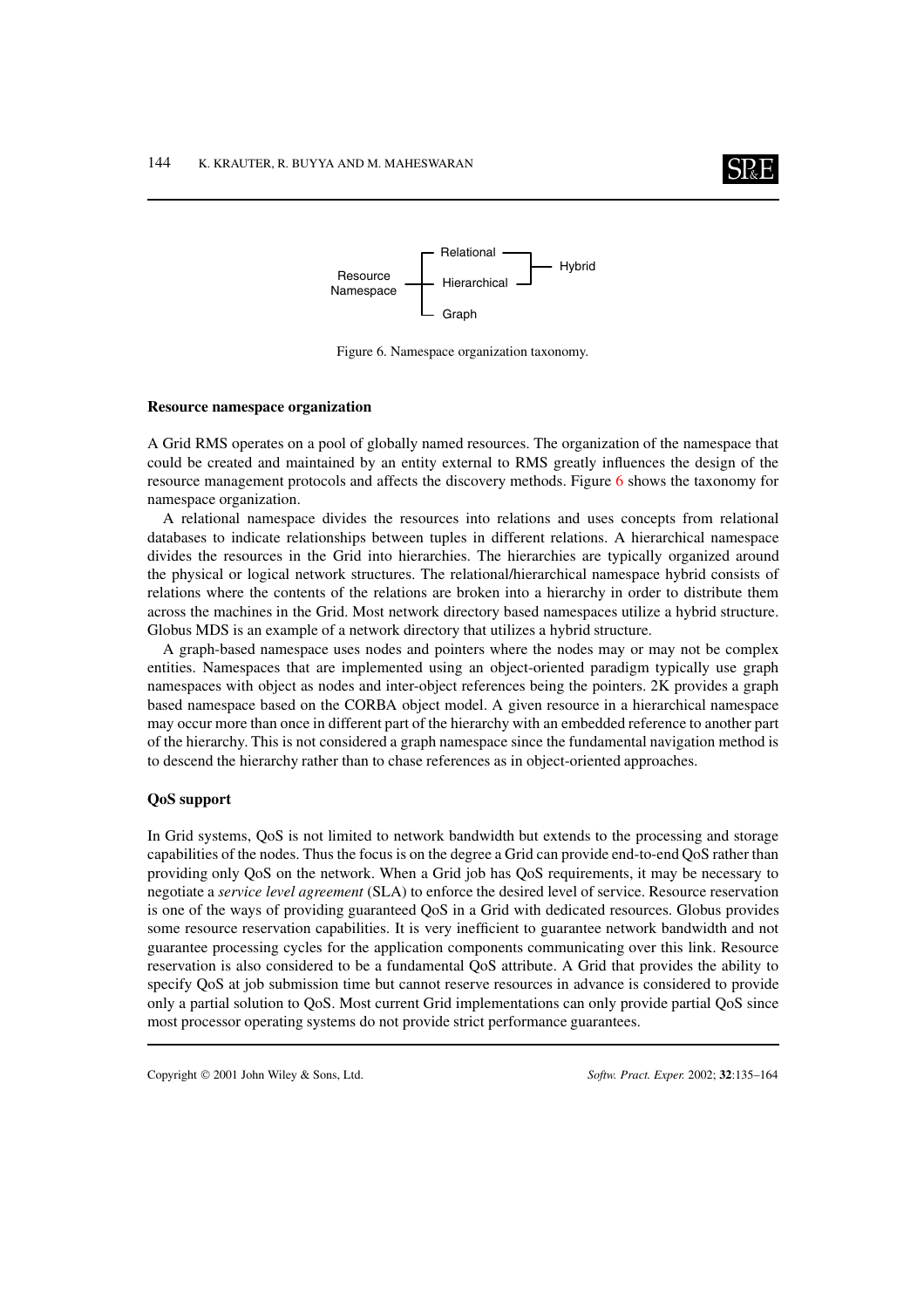Figure 6. Namespace organization taxonomy.

**Resource namespace organization**

A Grid RMS operates on a pool of globally named resources. The organization of the namespace that could be created and maintained by an entity external to RMS greatly influences the design of the resource management protocols and affects the discovery methods. Figure 6 shows the taxonomy for namespace organization.

A relational namespace divides the resources into relations and uses concepts from relational databases to indicate relationships between tuples in different relations. A hierarchical namespace divides the resources in the Grid into hierarchies. The hierarchies are typically organized around the physical or logical network structures. The relational/hierarchical namespace hybrid consists of relations where the contents of the relations are broken into a hierarchy in order to distribute them across the machines in the Grid. Most network directory based namespaces utilize a hybrid structure. Globus MDS is an example of a network directory that utilizes a hybrid structure.

A graph-based namespace uses nodes and pointers where the nodes may or may not be complex entities. Namespaces that are implemented using an object-oriented paradigm typically use graph namespaces with object as nodes and inter-object references being the pointers. 2K provides a graph based namespace based on the CORBA object model. A given resource in a hierarchical namespace may occur more than once in different part of the hierarchy with an embedded reference to another part of the hierarchy. This is not considered a graph namespace since the fundamental navigation method is to descend the hierarchy rather than to chase references as in object-oriented approaches.

**QoS support**

In Grid systems, QoS is not limited to network bandwidth but extends to the processing and storage capabilities of the nodes. Thus the focus is on the degree a Grid can provide end-to-end QoS rather than providing only QoS on the network. When a Grid job has QoS requirements, it may be necessary to negotiate a *service level agreement* (SLA) to enforce the desired level of service. Resource reservation is one of the ways of providing guaranteed QoS in a Grid with dedicated resources. Globus provides some resource reservation capabilities. It is very inefficient to guarantee network bandwidth and not guarantee processing cycles for the application components communicating over this link. Resource reservation is also considered to be a fundamental QoS attribute. A Grid that provides the ability to specify QoS at job submission time but cannot reserve resources in advance is considered to provide only a partial solution to QoS. Most current Grid implementations can only provide partial QoS since most processor operating systems do not provide strict performance guarantees.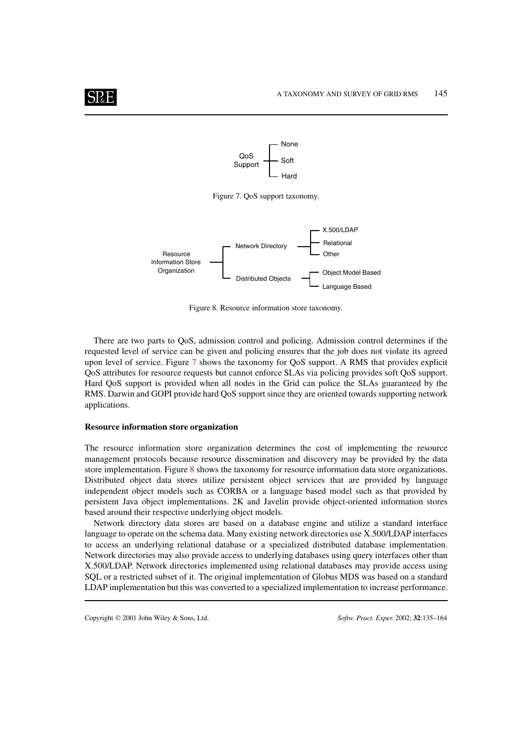Figure 7. QoS support taxonomy.

Figure 8. Resource information store taxonomy.

There are two parts to QoS, admission control and policing. Admission control determines if the requested level of service can be given and policing ensures that the job does not violate its agreed upon level of service. Figure 7 shows the taxonomy for QoS support. A RMS that provides explicit QoS attributes for resource requests but cannot enforce SLAs via policing provides soft QoS support. Hard QoS support is provided when all nodes in the Grid can police the SLAs guaranteed by the RMS. Darwin and GOPI provide hard QoS support since they are oriented towards supporting network applications.

**Resource information store organization**

The resource information store organization determines the cost of implementing the resource management protocols because resource dissemination and discovery may be provided by the data store implementation. Figure 8 shows the taxonomy for resource information data store organizations. Distributed object data stores utilize persistent object services that are provided by language independent object models such as CORBA or a language based model such as that provided by persistent Java object implementations. 2K and Javelin provide object-oriented information stores based around their respective underlying object models.

Network directory data stores are based on a database engine and utilize a standard interface language to operate on the schema data. Many existing network directories use X.500/LDAP interfaces to access an underlying relational database or a specialized distributed database implementation. Network directories may also provide access to underlying databases using query interfaces other than X.500/LDAP. Network directories implemented using relational databases may provide access using SQL or a restricted subset of it. The original implementation of Globus MDS was based on a standard LDAP implementation but this was converted to a specialized implementation to increase performance.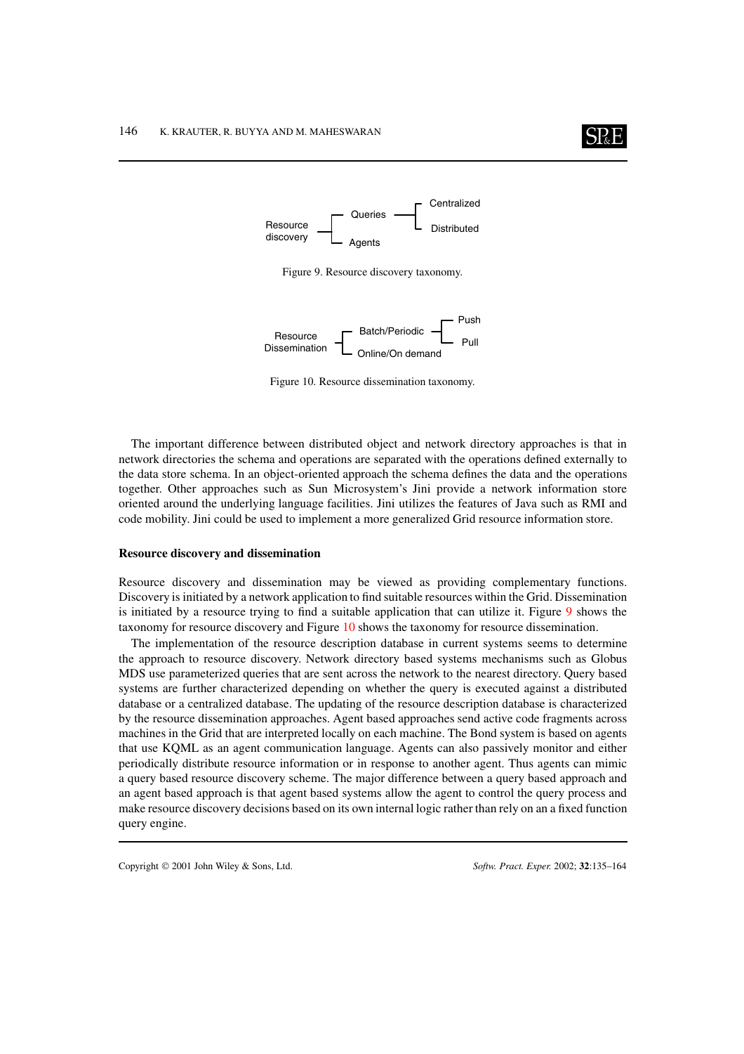Resource discovery

Queries

Centralized

Distributed

Agents

Figure 9. Resource discovery taxonomy.

Resource Dissemination

Batch/Periodic

Push

Pull

Online/On demand

Figure 10. Resource dissemination taxonomy.

The important difference between distributed object and network directory approaches is that in network directories the schema and operations are separated with the operations defined externally to the data store schema. In an object-oriented approach the schema defines the data and the operations together. Other approaches such as Sun Microsystem's Jini provide a network information store oriented around the underlying language facilities. Jini utilizes the features of Java such as RMI and code mobility. Jini could be used to implement a more generalized Grid resource information store.

**Resource discovery and dissemination**

Resource discovery and dissemination may be viewed as providing complementary functions. Discovery is initiated by a network application to find suitable resources within the Grid. Dissemination is initiated by a resource trying to find a suitable application that can utilize it. Figure 9 shows the taxonomy for resource discovery and Figure 10 shows the taxonomy for resource dissemination.

The implementation of the resource description database in current systems seems to determine the approach to resource discovery. Network directory based systems mechanisms such as Globus MDS use parameterized queries that are sent across the network to the nearest directory. Query based systems are further characterized depending on whether the query is executed against a distributed database or a centralized database. The updating of the resource description database is characterized by the resource dissemination approaches. Agent based approaches send active code fragments across machines in the Grid that are interpreted locally on each machine. The Bond system is based on agents that use KQML as an agent communication language. Agents can also passively monitor and either periodically distribute resource information or in response to another agent. Thus agents can mimic a query based resource discovery scheme. The major difference between a query based approach and an agent based approach is that agent based systems allow the agent to control the query process and make resource discovery decisions based on its own internal logic rather than rely on an a fixed function query engine.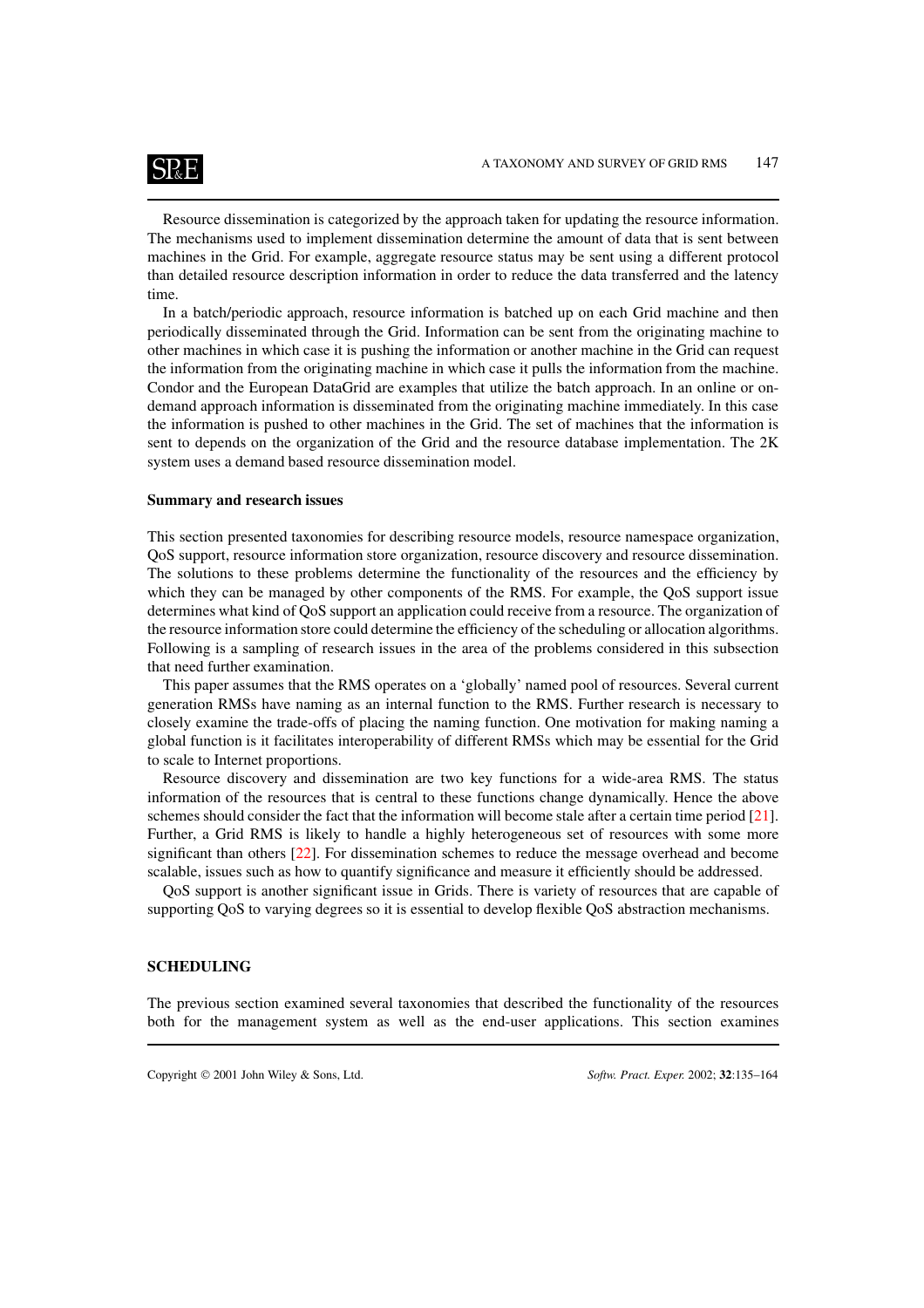Resource dissemination is categorized by the approach taken for updating the resource information. The mechanisms used to implement dissemination determine the amount of data that is sent between machines in the Grid. For example, aggregate resource status may be sent using a different protocol than detailed resource description information in order to reduce the data transferred and the latency time.

In a batch/periodic approach, resource information is batched up on each Grid machine and then periodically disseminated through the Grid. Information can be sent from the originating machine to other machines in which case it is pushing the information or another machine in the Grid can request the information from the originating machine in which case it pulls the information from the machine. Condor and the European DataGrid are examples that utilize the batch approach. In an online or on-demand approach information is disseminated from the originating machine immediately. In this case the information is pushed to other machines in the Grid. The set of machines that the information is sent to depends on the organization of the Grid and the resource database implementation. The 2K system uses a demand based resource dissemination model.

### Summary and research issues

This section presented taxonomies for describing resource models, resource namespace organization, QoS support, resource information store organization, resource discovery and resource dissemination. The solutions to these problems determine the functionality of the resources and the efficiency by which they can be managed by other components of the RMS. For example, the QoS support issue determines what kind of QoS support an application could receive from a resource. The organization of the resource information store could determine the efficiency of the scheduling or allocation algorithms. Following is a sampling of research issues in the area of the problems considered in this subsection that need further examination.

This paper assumes that the RMS operates on a 'globally' named pool of resources. Several current generation RMSs have naming as an internal function to the RMS. Further research is necessary to closely examine the trade-offs of placing the naming function. One motivation for making naming a global function is it facilitates interoperability of different RMSs which may be essential for the Grid to scale to Internet proportions.

Resource discovery and dissemination are two key functions for a wide-area RMS. The status information of the resources that is central to these functions change dynamically. Hence the above schemes should consider the fact that the information will become stale after a certain time period [21]. Further, a Grid RMS is likely to handle a highly heterogeneous set of resources with some more significant than others [22]. For dissemination schemes to reduce the message overhead and become scalable, issues such as how to quantify significance and measure it efficiently should be addressed.

QoS support is another significant issue in Grids. There is variety of resources that are capable of supporting QoS to varying degrees so it is essential to develop flexible QoS abstraction mechanisms.

## SCHEDULING

The previous section examined several taxonomies that described the functionality of the resources both for the management system as well as the end-user applications. This section examines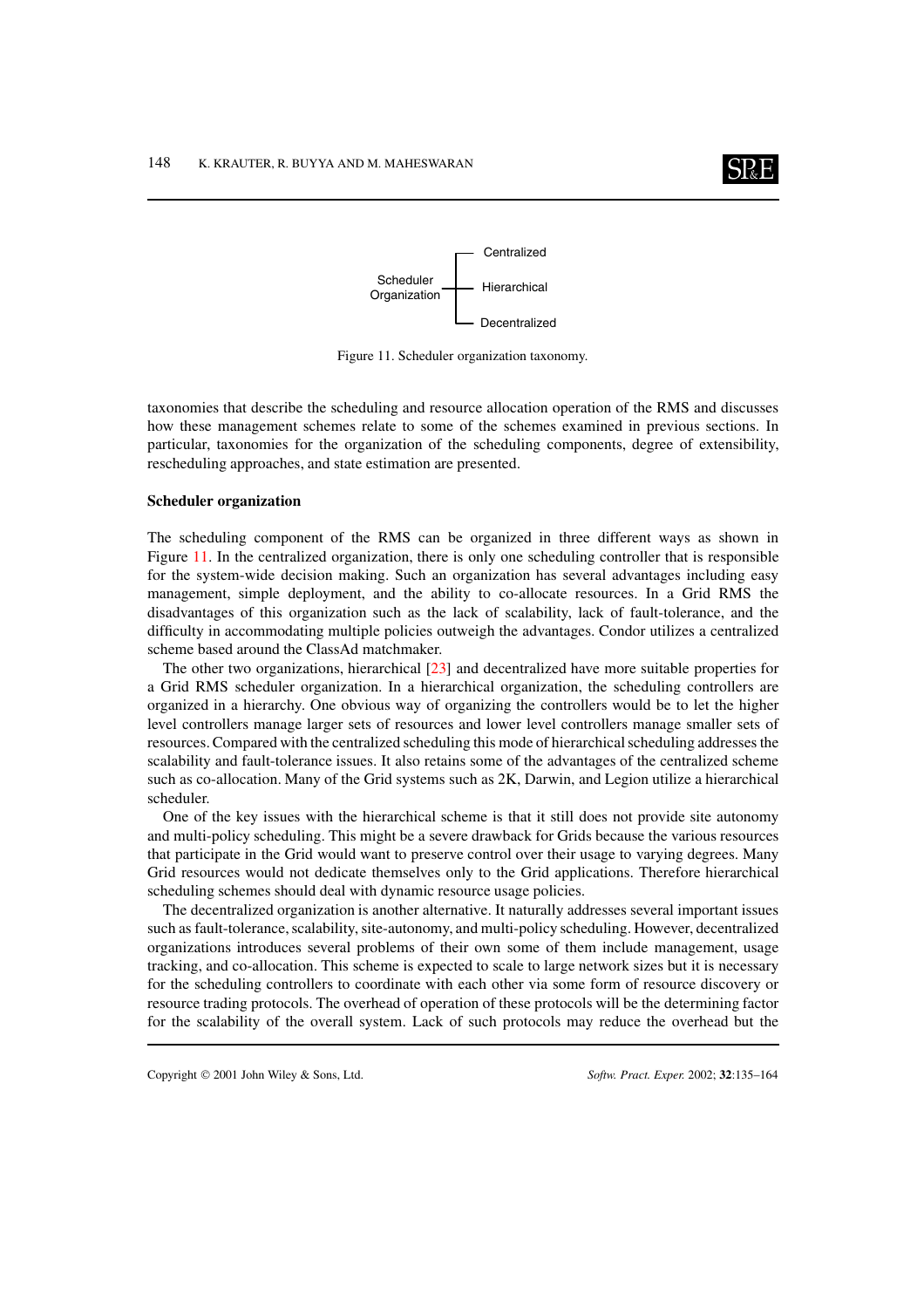Scheduler Organization

Centralized

Hierarchical

Decentralized

Figure 11. Scheduler organization taxonomy.

taxonomies that describe the scheduling and resource allocation operation of the RMS and discusses how these management schemes relate to some of the schemes examined in previous sections. In particular, taxonomies for the organization of the scheduling components, degree of extensibility, rescheduling approaches, and state estimation are presented.

**Scheduler organization**

The scheduling component of the RMS can be organized in three different ways as shown in Figure 11. In the centralized organization, there is only one scheduling controller that is responsible for the system-wide decision making. Such an organization has several advantages including easy management, simple deployment, and the ability to co-allocate resources. In a Grid RMS the disadvantages of this organization such as the lack of scalability, lack of fault-tolerance, and the difficulty in accommodating multiple policies outweigh the advantages. Condor utilizes a centralized scheme based around the ClassAd matchmaker.

The other two organizations, hierarchical [23] and decentralized have more suitable properties for a Grid RMS scheduler organization. In a hierarchical organization, the scheduling controllers are organized in a hierarchy. One obvious way of organizing the controllers would be to let the higher level controllers manage larger sets of resources and lower level controllers manage smaller sets of resources. Compared with the centralized scheduling this mode of hierarchical scheduling addresses the scalability and fault-tolerance issues. It also retains some of the advantages of the centralized scheme such as co-allocation. Many of the Grid systems such as 2K, Darwin, and Legion utilize a hierarchical scheduler.

One of the key issues with the hierarchical scheme is that it still does not provide site autonomy and multi-policy scheduling. This might be a severe drawback for Grids because the various resources that participate in the Grid would want to preserve control over their usage to varying degrees. Many Grid resources would not dedicate themselves only to the Grid applications. Therefore hierarchical scheduling schemes should deal with dynamic resource usage policies.

The decentralized organization is another alternative. It naturally addresses several important issues such as fault-tolerance, scalability, site-autonomy, and multi-policy scheduling. However, decentralized organizations introduces several problems of their own some of them include management, usage tracking, and co-allocation. This scheme is expected to scale to large network sizes but it is necessary for the scheduling controllers to coordinate with each other via some form of resource discovery or resource trading protocols. The overhead of operation of these protocols will be the determining factor for the scalability of the overall system. Lack of such protocols may reduce the overhead but the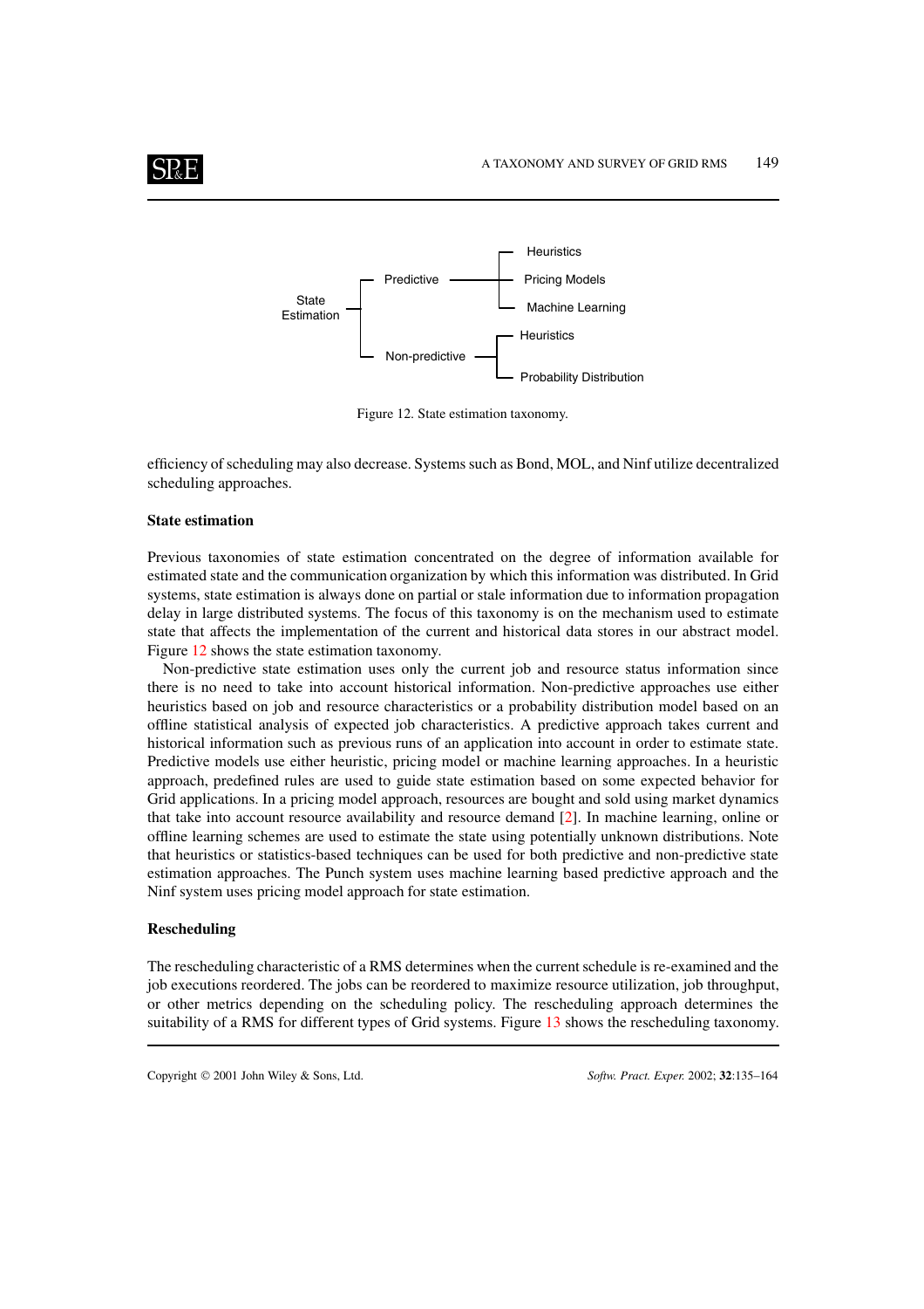State Estimation
Predictive
Heuristics
Pricing Models
Machine Learning
Non-predictive
Heuristics
Probability Distribution

Figure 12. State estimation taxonomy.

efficiency of scheduling may also decrease. Systems such as Bond, MOL, and Ninf utilize decentralized scheduling approaches.

**State estimation**

Previous taxonomies of state estimation concentrated on the degree of information available for estimated state and the communication organization by which this information was distributed. In Grid systems, state estimation is always done on partial or stale information due to information propagation delay in large distributed systems. The focus of this taxonomy is on the mechanism used to estimate state that affects the implementation of the current and historical data stores in our abstract model. Figure 12 shows the state estimation taxonomy.

Non-predictive state estimation uses only the current job and resource status information since there is no need to take into account historical information. Non-predictive approaches use either heuristics based on job and resource characteristics or a probability distribution model based on an offline statistical analysis of expected job characteristics. A predictive approach takes current and historical information such as previous runs of an application into account in order to estimate state. Predictive models use either heuristic, pricing model or machine learning approaches. In a heuristic approach, predefined rules are used to guide state estimation based on some expected behavior for Grid applications. In a pricing model approach, resources are bought and sold using market dynamics that take into account resource availability and resource demand [2]. In machine learning, online or offline learning schemes are used to estimate the state using potentially unknown distributions. Note that heuristics or statistics-based techniques can be used for both predictive and non-predictive state estimation approaches. The Punch system uses machine learning based predictive approach and the Ninf system uses pricing model approach for state estimation.

**Rescheduling**

The rescheduling characteristic of a RMS determines when the current schedule is re-examined and the job executions reordered. The jobs can be reordered to maximize resource utilization, job throughput, or other metrics depending on the scheduling policy. The rescheduling approach determines the suitability of a RMS for different types of Grid systems. Figure 13 shows the rescheduling taxonomy.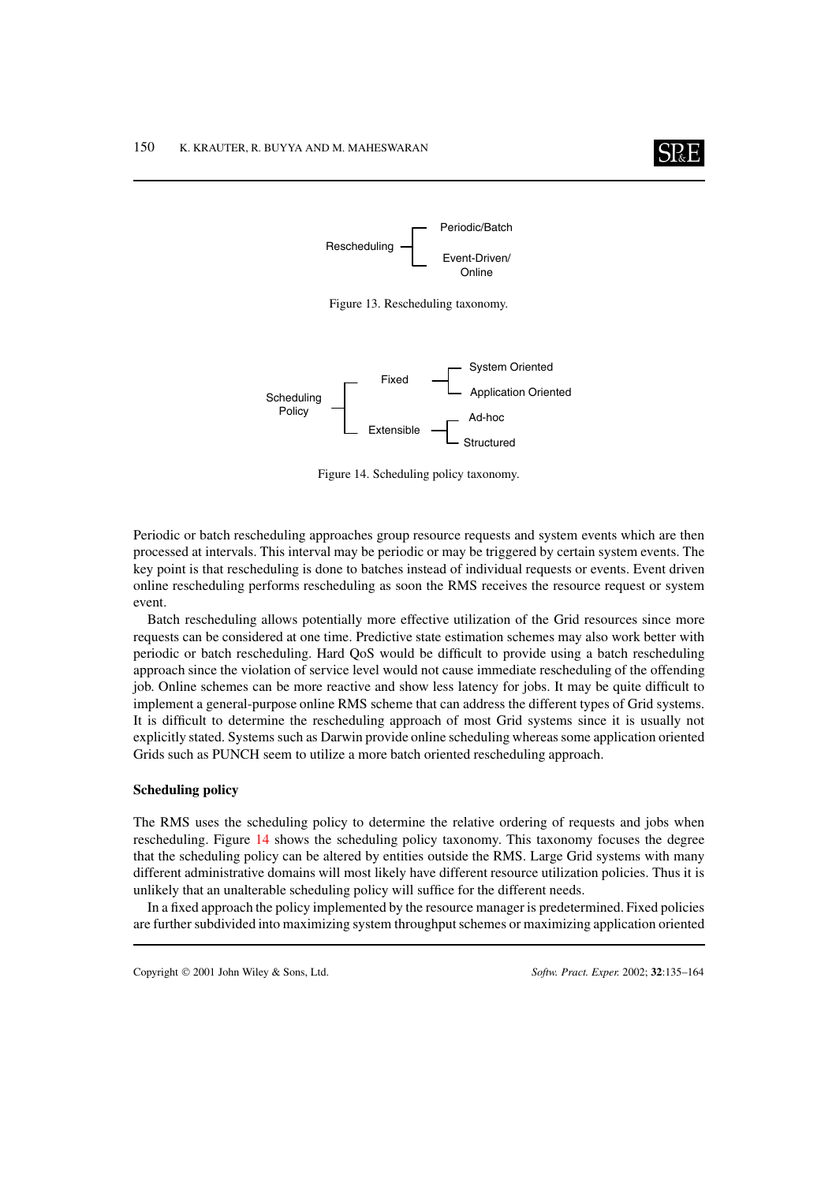Rescheduling — Periodic/Batch; Event-Driven/Online

Figure 13. Rescheduling taxonomy.

Scheduling Policy — Fixed (System Oriented; Application Oriented); Extensible (Ad-hoc; Structured)

Figure 14. Scheduling policy taxonomy.

Periodic or batch rescheduling approaches group resource requests and system events which are then processed at intervals. This interval may be periodic or may be triggered by certain system events. The key point is that rescheduling is done to batches instead of individual requests or events. Event driven online rescheduling performs rescheduling as soon the RMS receives the resource request or system event.

Batch rescheduling allows potentially more effective utilization of the Grid resources since more requests can be considered at one time. Predictive state estimation schemes may also work better with periodic or batch rescheduling. Hard QoS would be difficult to provide using a batch rescheduling approach since the violation of service level would not cause immediate rescheduling of the offending job. Online schemes can be more reactive and show less latency for jobs. It may be quite difficult to implement a general-purpose online RMS scheme that can address the different types of Grid systems. It is difficult to determine the rescheduling approach of most Grid systems since it is usually not explicitly stated. Systems such as Darwin provide online scheduling whereas some application oriented Grids such as PUNCH seem to utilize a more batch oriented rescheduling approach.

### Scheduling policy

The RMS uses the scheduling policy to determine the relative ordering of requests and jobs when rescheduling. Figure 14 shows the scheduling policy taxonomy. This taxonomy focuses the degree that the scheduling policy can be altered by entities outside the RMS. Large Grid systems with many different administrative domains will most likely have different resource utilization policies. Thus it is unlikely that an unalterable scheduling policy will suffice for the different needs.

In a fixed approach the policy implemented by the resource manager is predetermined. Fixed policies are further subdivided into maximizing system throughput schemes or maximizing application oriented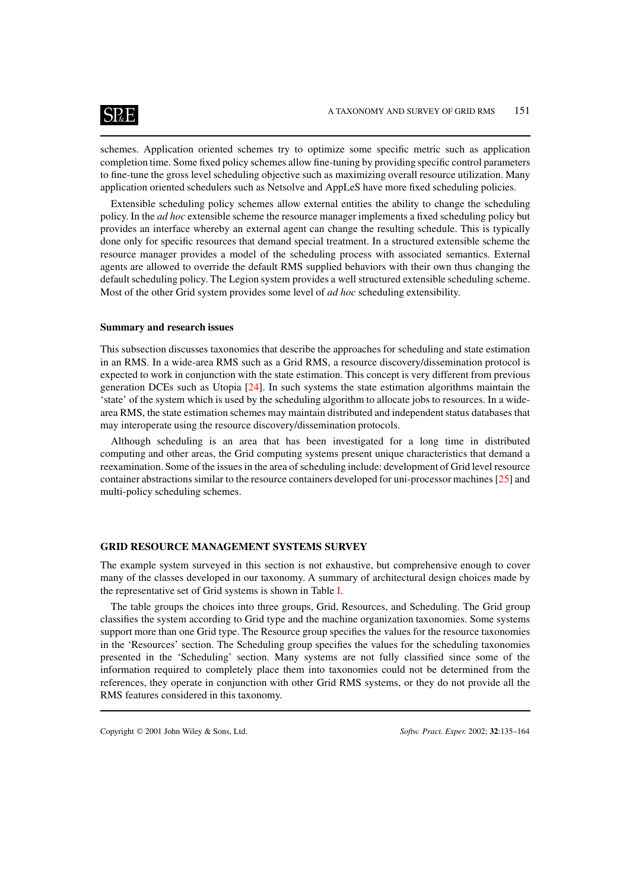schemes. Application oriented schemes try to optimize some specific metric such as application completion time. Some fixed policy schemes allow fine-tuning by providing specific control parameters to fine-tune the gross level scheduling objective such as maximizing overall resource utilization. Many application oriented schedulers such as Netsolve and AppLeS have more fixed scheduling policies.

Extensible scheduling policy schemes allow external entities the ability to change the scheduling policy. In the *ad hoc* extensible scheme the resource manager implements a fixed scheduling policy but provides an interface whereby an external agent can change the resulting schedule. This is typically done only for specific resources that demand special treatment. In a structured extensible scheme the resource manager provides a model of the scheduling process with associated semantics. External agents are allowed to override the default RMS supplied behaviors with their own thus changing the default scheduling policy. The Legion system provides a well structured extensible scheduling scheme. Most of the other Grid system provides some level of *ad hoc* scheduling extensibility.

### Summary and research issues

This subsection discusses taxonomies that describe the approaches for scheduling and state estimation in an RMS. In a wide-area RMS such as a Grid RMS, a resource discovery/dissemination protocol is expected to work in conjunction with the state estimation. This concept is very different from previous generation DCEs such as Utopia [24]. In such systems the state estimation algorithms maintain the 'state' of the system which is used by the scheduling algorithm to allocate jobs to resources. In a wide-area RMS, the state estimation schemes may maintain distributed and independent status databases that may interoperate using the resource discovery/dissemination protocols.

Although scheduling is an area that has been investigated for a long time in distributed computing and other areas, the Grid computing systems present unique characteristics that demand a reexamination. Some of the issues in the area of scheduling include: development of Grid level resource container abstractions similar to the resource containers developed for uni-processor machines [25] and multi-policy scheduling schemes.

## GRID RESOURCE MANAGEMENT SYSTEMS SURVEY

The example system surveyed in this section is not exhaustive, but comprehensive enough to cover many of the classes developed in our taxonomy. A summary of architectural design choices made by the representative set of Grid systems is shown in Table I.

The table groups the choices into three groups, Grid, Resources, and Scheduling. The Grid group classifies the system according to Grid type and the machine organization taxonomies. Some systems support more than one Grid type. The Resource group specifies the values for the resource taxonomies in the 'Resources' section. The Scheduling group specifies the values for the scheduling taxonomies presented in the 'Scheduling' section. Many systems are not fully classified since some of the information required to completely place them into taxonomies could not be determined from the references, they operate in conjunction with other Grid RMS systems, or they do not provide all the RMS features considered in this taxonomy.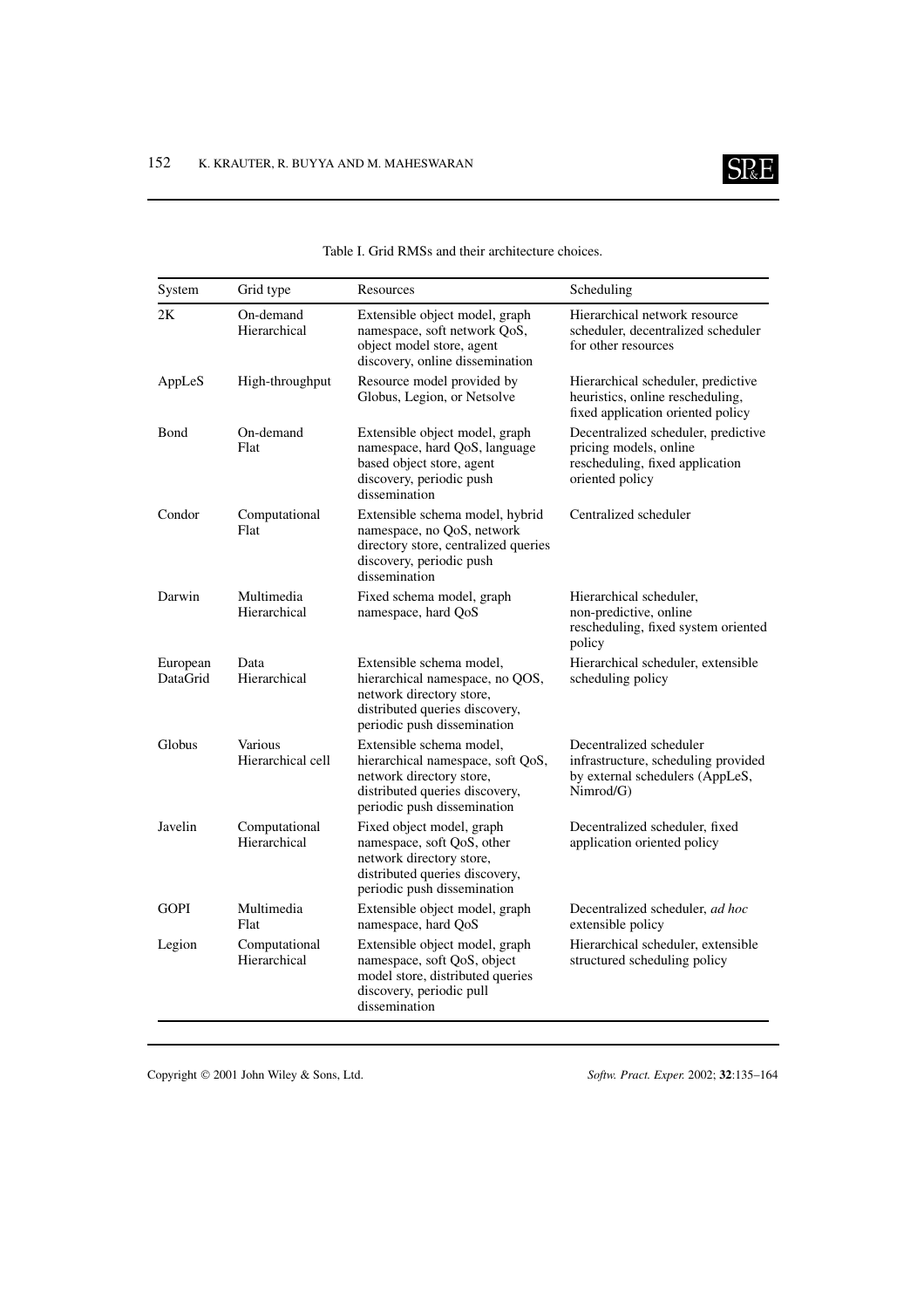Table I. Grid RMSs and their architecture choices.

| System | Grid type | Resources | Scheduling |
|---|---|---|---|
| 2K | On-demand Hierarchical | Extensible object model, graph namespace, soft network QoS, object model store, agent discovery, online dissemination | Hierarchical network resource scheduler, decentralized scheduler for other resources |
| AppLeS | High-throughput | Resource model provided by Globus, Legion, or Netsolve | Hierarchical scheduler, predictive heuristics, online rescheduling, fixed application oriented policy |
| Bond | On-demand Flat | Extensible object model, graph namespace, hard QoS, language based object store, agent discovery, periodic push dissemination | Decentralized scheduler, predictive pricing models, online rescheduling, fixed application oriented policy |
| Condor | Computational Flat | Extensible schema model, hybrid namespace, no QoS, network directory store, centralized queries discovery, periodic push dissemination | Centralized scheduler |
| Darwin | Multimedia Hierarchical | Fixed schema model, graph namespace, hard QoS | Hierarchical scheduler, non-predictive, online rescheduling, fixed system oriented policy |
| European DataGrid | Data Hierarchical | Extensible schema model, hierarchical namespace, no QOS, network directory store, distributed queries discovery, periodic push dissemination | Hierarchical scheduler, extensible scheduling policy |
| Globus | Various Hierarchical cell | Extensible schema model, hierarchical namespace, soft QoS, network directory store, distributed queries discovery, periodic push dissemination | Decentralized scheduler infrastructure, scheduling provided by external schedulers (AppLeS, Nimrod/G) |
| Javelin | Computational Hierarchical | Fixed object model, graph namespace, soft QoS, other network directory store, distributed queries discovery, periodic push dissemination | Decentralized scheduler, fixed application oriented policy |
| GOPI | Multimedia Flat | Extensible object model, graph namespace, hard QoS | Decentralized scheduler, *ad hoc* extensible policy |
| Legion | Computational Hierarchical | Extensible object model, graph namespace, soft QoS, object model store, distributed queries discovery, periodic pull dissemination | Hierarchical scheduler, extensible structured scheduling policy |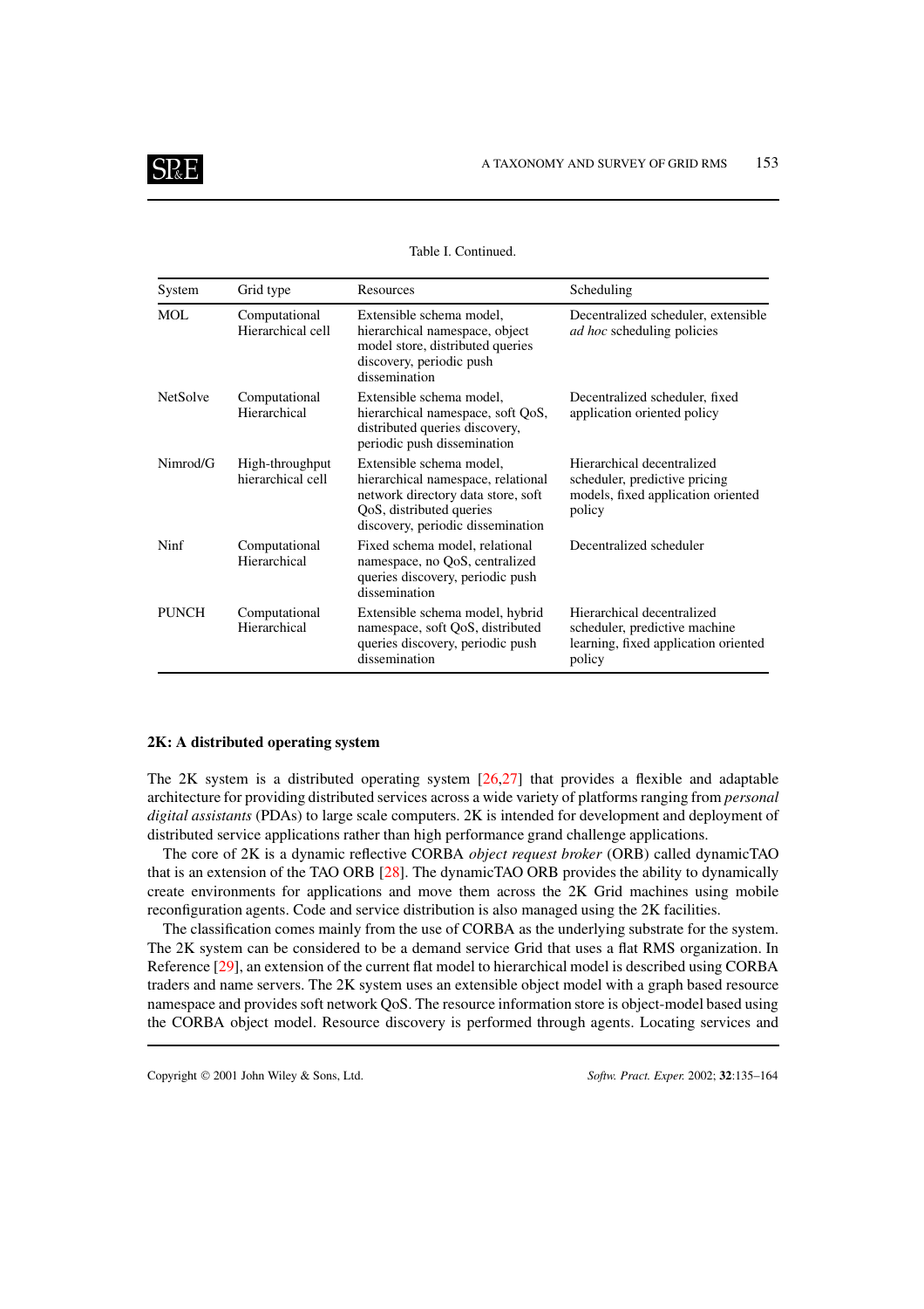Table I. Continued.

| System | Grid type | Resources | Scheduling |
|---|---|---|---|
| MOL | Computational Hierarchical cell | Extensible schema model, hierarchical namespace, object model store, distributed queries discovery, periodic push dissemination | Decentralized scheduler, extensible *ad hoc* scheduling policies |
| NetSolve | Computational Hierarchical | Extensible schema model, hierarchical namespace, soft QoS, distributed queries discovery, periodic push dissemination | Decentralized scheduler, fixed application oriented policy |
| Nimrod/G | High-throughput hierarchical cell | Extensible schema model, hierarchical namespace, relational network directory data store, soft QoS, distributed queries discovery, periodic dissemination | Hierarchical decentralized scheduler, predictive pricing models, fixed application oriented policy |
| Ninf | Computational Hierarchical | Fixed schema model, relational namespace, no QoS, centralized queries discovery, periodic push dissemination | Decentralized scheduler |
| PUNCH | Computational Hierarchical | Extensible schema model, hybrid namespace, soft QoS, distributed queries discovery, periodic push dissemination | Hierarchical decentralized scheduler, predictive machine learning, fixed application oriented policy |

**2K: A distributed operating system**

The 2K system is a distributed operating system [26,27] that provides a flexible and adaptable architecture for providing distributed services across a wide variety of platforms ranging from *personal digital assistants* (PDAs) to large scale computers. 2K is intended for development and deployment of distributed service applications rather than high performance grand challenge applications.

The core of 2K is a dynamic reflective CORBA *object request broker* (ORB) called dynamicTAO that is an extension of the TAO ORB [28]. The dynamicTAO ORB provides the ability to dynamically create environments for applications and move them across the 2K Grid machines using mobile reconfiguration agents. Code and service distribution is also managed using the 2K facilities.

The classification comes mainly from the use of CORBA as the underlying substrate for the system. The 2K system can be considered to be a demand service Grid that uses a flat RMS organization. In Reference [29], an extension of the current flat model to hierarchical model is described using CORBA traders and name servers. The 2K system uses an extensible object model with a graph based resource namespace and provides soft network QoS. The resource information store is object-model based using the CORBA object model. Resource discovery is performed through agents. Locating services and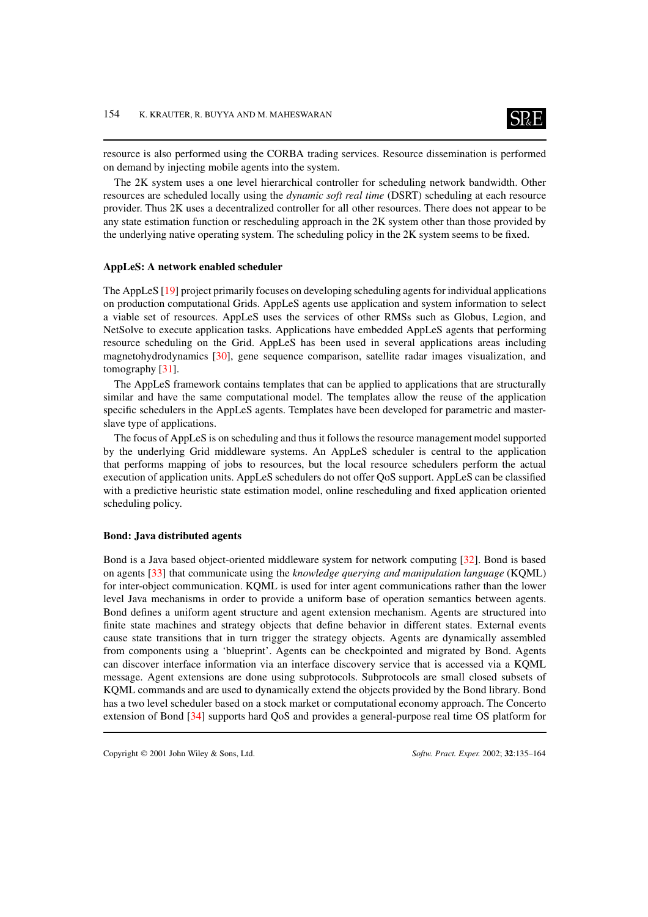resource is also performed using the CORBA trading services. Resource dissemination is performed on demand by injecting mobile agents into the system.

The 2K system uses a one level hierarchical controller for scheduling network bandwidth. Other resources are scheduled locally using the *dynamic soft real time* (DSRT) scheduling at each resource provider. Thus 2K uses a decentralized controller for all other resources. There does not appear to be any state estimation function or rescheduling approach in the 2K system other than those provided by the underlying native operating system. The scheduling policy in the 2K system seems to be fixed.

#### AppLeS: A network enabled scheduler

The AppLeS [19] project primarily focuses on developing scheduling agents for individual applications on production computational Grids. AppLeS agents use application and system information to select a viable set of resources. AppLeS uses the services of other RMSs such as Globus, Legion, and NetSolve to execute application tasks. Applications have embedded AppLeS agents that performing resource scheduling on the Grid. AppLeS has been used in several applications areas including magnetohydrodynamics [30], gene sequence comparison, satellite radar images visualization, and tomography [31].

The AppLeS framework contains templates that can be applied to applications that are structurally similar and have the same computational model. The templates allow the reuse of the application specific schedulers in the AppLeS agents. Templates have been developed for parametric and master-slave type of applications.

The focus of AppLeS is on scheduling and thus it follows the resource management model supported by the underlying Grid middleware systems. An AppLeS scheduler is central to the application that performs mapping of jobs to resources, but the local resource schedulers perform the actual execution of application units. AppLeS schedulers do not offer QoS support. AppLeS can be classified with a predictive heuristic state estimation model, online rescheduling and fixed application oriented scheduling policy.

#### Bond: Java distributed agents

Bond is a Java based object-oriented middleware system for network computing [32]. Bond is based on agents [33] that communicate using the *knowledge querying and manipulation language* (KQML) for inter-object communication. KQML is used for inter agent communications rather than the lower level Java mechanisms in order to provide a uniform base of operation semantics between agents. Bond defines a uniform agent structure and agent extension mechanism. Agents are structured into finite state machines and strategy objects that define behavior in different states. External events cause state transitions that in turn trigger the strategy objects. Agents are dynamically assembled from components using a 'blueprint'. Agents can be checkpointed and migrated by Bond. Agents can discover interface information via an interface discovery service that is accessed via a KQML message. Agent extensions are done using subprotocols. Subprotocols are small closed subsets of KQML commands and are used to dynamically extend the objects provided by the Bond library. Bond has a two level scheduler based on a stock market or computational economy approach. The Concerto extension of Bond [34] supports hard QoS and provides a general-purpose real time OS platform for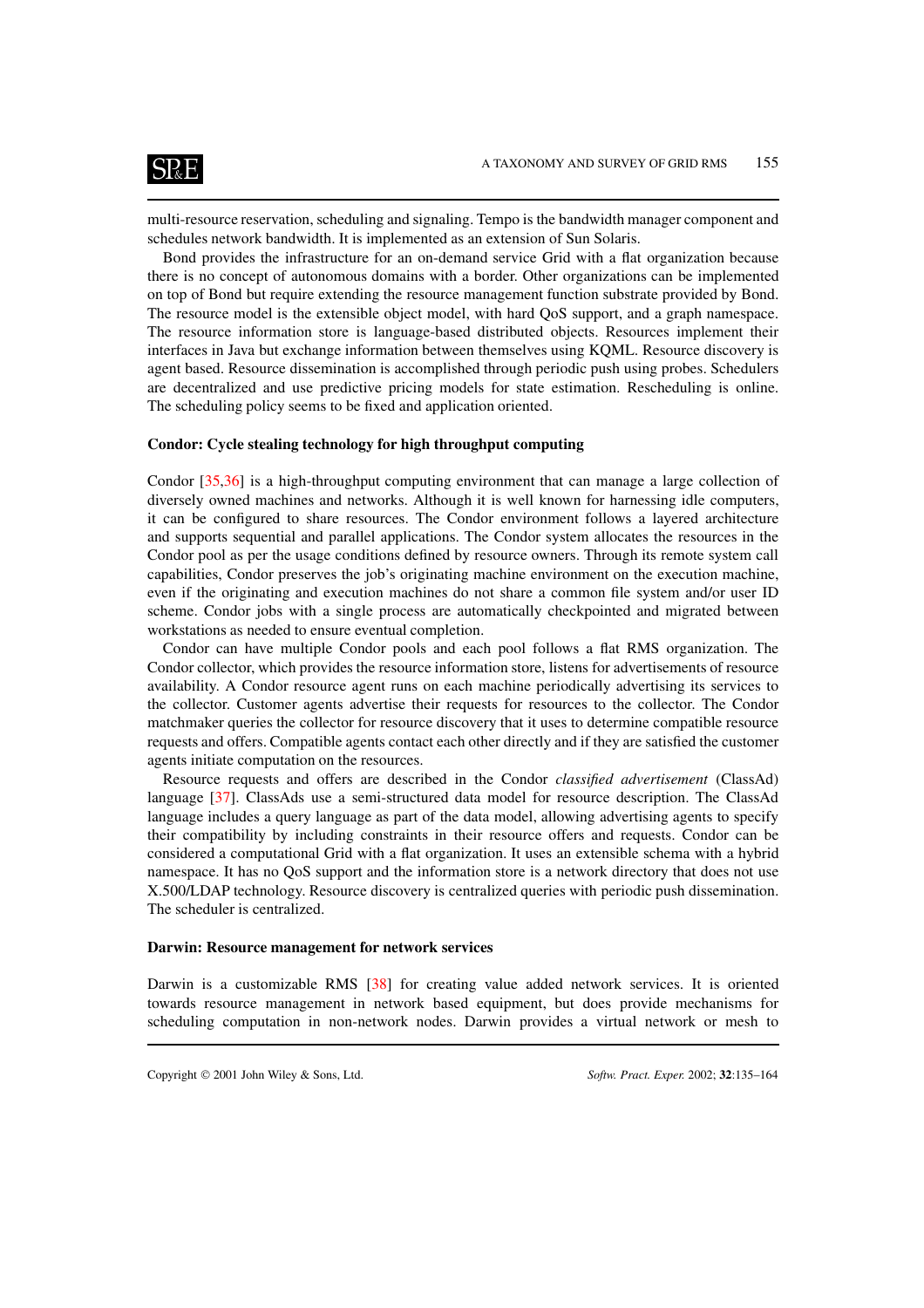multi-resource reservation, scheduling and signaling. Tempo is the bandwidth manager component and schedules network bandwidth. It is implemented as an extension of Sun Solaris.

Bond provides the infrastructure for an on-demand service Grid with a flat organization because there is no concept of autonomous domains with a border. Other organizations can be implemented on top of Bond but require extending the resource management function substrate provided by Bond. The resource model is the extensible object model, with hard QoS support, and a graph namespace. The resource information store is language-based distributed objects. Resources implement their interfaces in Java but exchange information between themselves using KQML. Resource discovery is agent based. Resource dissemination is accomplished through periodic push using probes. Schedulers are decentralized and use predictive pricing models for state estimation. Rescheduling is online. The scheduling policy seems to be fixed and application oriented.

#### Condor: Cycle stealing technology for high throughput computing

Condor [35,36] is a high-throughput computing environment that can manage a large collection of diversely owned machines and networks. Although it is well known for harnessing idle computers, it can be configured to share resources. The Condor environment follows a layered architecture and supports sequential and parallel applications. The Condor system allocates the resources in the Condor pool as per the usage conditions defined by resource owners. Through its remote system call capabilities, Condor preserves the job's originating machine environment on the execution machine, even if the originating and execution machines do not share a common file system and/or user ID scheme. Condor jobs with a single process are automatically checkpointed and migrated between workstations as needed to ensure eventual completion.

Condor can have multiple Condor pools and each pool follows a flat RMS organization. The Condor collector, which provides the resource information store, listens for advertisements of resource availability. A Condor resource agent runs on each machine periodically advertising its services to the collector. Customer agents advertise their requests for resources to the collector. The Condor matchmaker queries the collector for resource discovery that it uses to determine compatible resource requests and offers. Compatible agents contact each other directly and if they are satisfied the customer agents initiate computation on the resources.

Resource requests and offers are described in the Condor *classified advertisement* (ClassAd) language [37]. ClassAds use a semi-structured data model for resource description. The ClassAd language includes a query language as part of the data model, allowing advertising agents to specify their compatibility by including constraints in their resource offers and requests. Condor can be considered a computational Grid with a flat organization. It uses an extensible schema with a hybrid namespace. It has no QoS support and the information store is a network directory that does not use X.500/LDAP technology. Resource discovery is centralized queries with periodic push dissemination. The scheduler is centralized.

#### Darwin: Resource management for network services

Darwin is a customizable RMS [38] for creating value added network services. It is oriented towards resource management in network based equipment, but does provide mechanisms for scheduling computation in non-network nodes. Darwin provides a virtual network or mesh to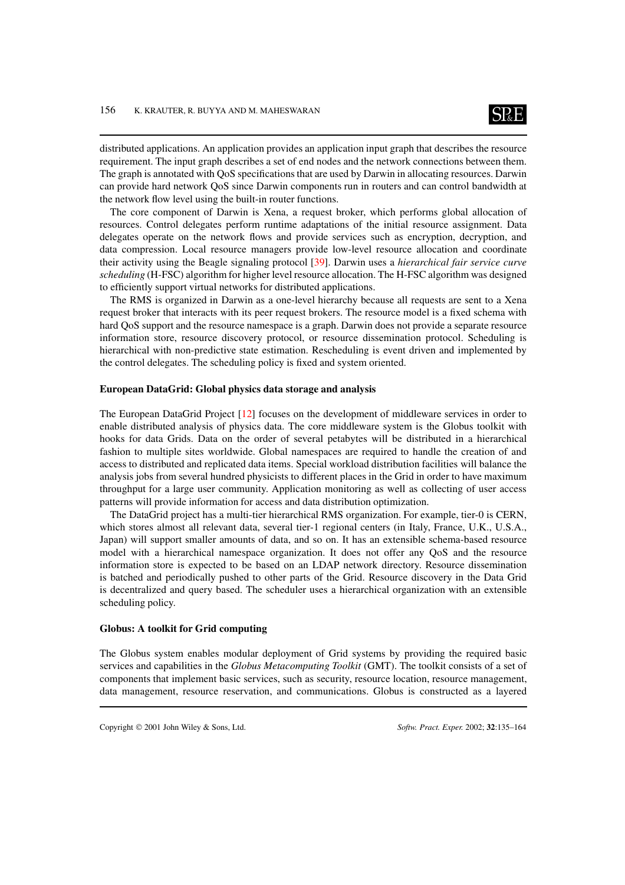distributed applications. An application provides an application input graph that describes the resource requirement. The input graph describes a set of end nodes and the network connections between them. The graph is annotated with QoS specifications that are used by Darwin in allocating resources. Darwin can provide hard network QoS since Darwin components run in routers and can control bandwidth at the network flow level using the built-in router functions.

The core component of Darwin is Xena, a request broker, which performs global allocation of resources. Control delegates perform runtime adaptations of the initial resource assignment. Data delegates operate on the network flows and provide services such as encryption, decryption, and data compression. Local resource managers provide low-level resource allocation and coordinate their activity using the Beagle signaling protocol [39]. Darwin uses a *hierarchical fair service curve scheduling* (H-FSC) algorithm for higher level resource allocation. The H-FSC algorithm was designed to efficiently support virtual networks for distributed applications.

The RMS is organized in Darwin as a one-level hierarchy because all requests are sent to a Xena request broker that interacts with its peer request brokers. The resource model is a fixed schema with hard QoS support and the resource namespace is a graph. Darwin does not provide a separate resource information store, resource discovery protocol, or resource dissemination protocol. Scheduling is hierarchical with non-predictive state estimation. Rescheduling is event driven and implemented by the control delegates. The scheduling policy is fixed and system oriented.

**European DataGrid: Global physics data storage and analysis**

The European DataGrid Project [12] focuses on the development of middleware services in order to enable distributed analysis of physics data. The core middleware system is the Globus toolkit with hooks for data Grids. Data on the order of several petabytes will be distributed in a hierarchical fashion to multiple sites worldwide. Global namespaces are required to handle the creation of and access to distributed and replicated data items. Special workload distribution facilities will balance the analysis jobs from several hundred physicists to different places in the Grid in order to have maximum throughput for a large user community. Application monitoring as well as collecting of user access patterns will provide information for access and data distribution optimization.

The DataGrid project has a multi-tier hierarchical RMS organization. For example, tier-0 is CERN, which stores almost all relevant data, several tier-1 regional centers (in Italy, France, U.K., U.S.A., Japan) will support smaller amounts of data, and so on. It has an extensible schema-based resource model with a hierarchical namespace organization. It does not offer any QoS and the resource information store is expected to be based on an LDAP network directory. Resource dissemination is batched and periodically pushed to other parts of the Grid. Resource discovery in the Data Grid is decentralized and query based. The scheduler uses a hierarchical organization with an extensible scheduling policy.

**Globus: A toolkit for Grid computing**

The Globus system enables modular deployment of Grid systems by providing the required basic services and capabilities in the *Globus Metacomputing Toolkit* (GMT). The toolkit consists of a set of components that implement basic services, such as security, resource location, resource management, data management, resource reservation, and communications. Globus is constructed as a layered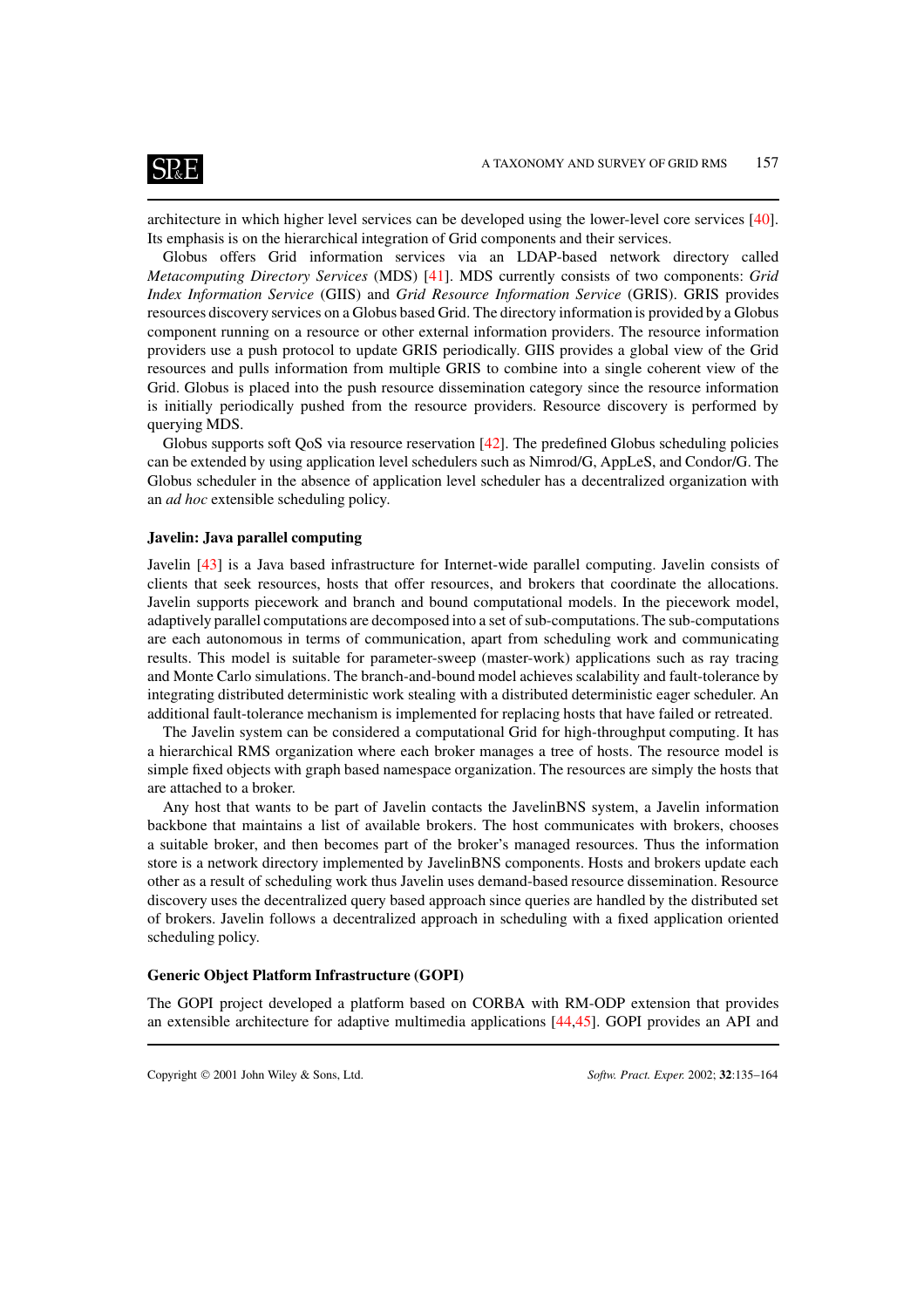architecture in which higher level services can be developed using the lower-level core services [40]. Its emphasis is on the hierarchical integration of Grid components and their services.

Globus offers Grid information services via an LDAP-based network directory called *Metacomputing Directory Services* (MDS) [41]. MDS currently consists of two components: *Grid Index Information Service* (GIIS) and *Grid Resource Information Service* (GRIS). GRIS provides resources discovery services on a Globus based Grid. The directory information is provided by a Globus component running on a resource or other external information providers. The resource information providers use a push protocol to update GRIS periodically. GIIS provides a global view of the Grid resources and pulls information from multiple GRIS to combine into a single coherent view of the Grid. Globus is placed into the push resource dissemination category since the resource information is initially periodically pushed from the resource providers. Resource discovery is performed by querying MDS.

Globus supports soft QoS via resource reservation [42]. The predefined Globus scheduling policies can be extended by using application level schedulers such as Nimrod/G, AppLeS, and Condor/G. The Globus scheduler in the absence of application level scheduler has a decentralized organization with an *ad hoc* extensible scheduling policy.

**Javelin: Java parallel computing**

Javelin [43] is a Java based infrastructure for Internet-wide parallel computing. Javelin consists of clients that seek resources, hosts that offer resources, and brokers that coordinate the allocations. Javelin supports piecework and branch and bound computational models. In the piecework model, adaptively parallel computations are decomposed into a set of sub-computations. The sub-computations are each autonomous in terms of communication, apart from scheduling work and communicating results. This model is suitable for parameter-sweep (master-work) applications such as ray tracing and Monte Carlo simulations. The branch-and-bound model achieves scalability and fault-tolerance by integrating distributed deterministic work stealing with a distributed deterministic eager scheduler. An additional fault-tolerance mechanism is implemented for replacing hosts that have failed or retreated.

The Javelin system can be considered a computational Grid for high-throughput computing. It has a hierarchical RMS organization where each broker manages a tree of hosts. The resource model is simple fixed objects with graph based namespace organization. The resources are simply the hosts that are attached to a broker.

Any host that wants to be part of Javelin contacts the JavelinBNS system, a Javelin information backbone that maintains a list of available brokers. The host communicates with brokers, chooses a suitable broker, and then becomes part of the broker's managed resources. Thus the information store is a network directory implemented by JavelinBNS components. Hosts and brokers update each other as a result of scheduling work thus Javelin uses demand-based resource dissemination. Resource discovery uses the decentralized query based approach since queries are handled by the distributed set of brokers. Javelin follows a decentralized approach in scheduling with a fixed application oriented scheduling policy.

**Generic Object Platform Infrastructure (GOPI)**

The GOPI project developed a platform based on CORBA with RM-ODP extension that provides an extensible architecture for adaptive multimedia applications [44,45]. GOPI provides an API and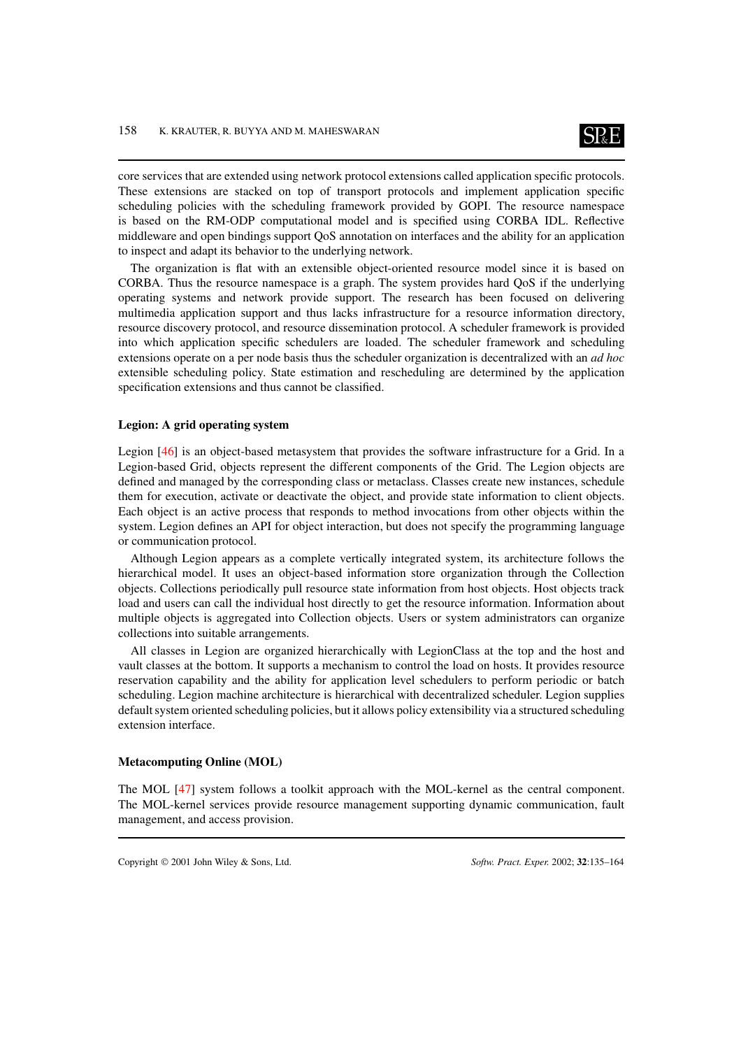core services that are extended using network protocol extensions called application specific protocols. These extensions are stacked on top of transport protocols and implement application specific scheduling policies with the scheduling framework provided by GOPI. The resource namespace is based on the RM-ODP computational model and is specified using CORBA IDL. Reflective middleware and open bindings support QoS annotation on interfaces and the ability for an application to inspect and adapt its behavior to the underlying network.

The organization is flat with an extensible object-oriented resource model since it is based on CORBA. Thus the resource namespace is a graph. The system provides hard QoS if the underlying operating systems and network provide support. The research has been focused on delivering multimedia application support and thus lacks infrastructure for a resource information directory, resource discovery protocol, and resource dissemination protocol. A scheduler framework is provided into which application specific schedulers are loaded. The scheduler framework and scheduling extensions operate on a per node basis thus the scheduler organization is decentralized with an *ad hoc* extensible scheduling policy. State estimation and rescheduling are determined by the application specification extensions and thus cannot be classified.

**Legion: A grid operating system**

Legion [46] is an object-based metasystem that provides the software infrastructure for a Grid. In a Legion-based Grid, objects represent the different components of the Grid. The Legion objects are defined and managed by the corresponding class or metaclass. Classes create new instances, schedule them for execution, activate or deactivate the object, and provide state information to client objects. Each object is an active process that responds to method invocations from other objects within the system. Legion defines an API for object interaction, but does not specify the programming language or communication protocol.

Although Legion appears as a complete vertically integrated system, its architecture follows the hierarchical model. It uses an object-based information store organization through the Collection objects. Collections periodically pull resource state information from host objects. Host objects track load and users can call the individual host directly to get the resource information. Information about multiple objects is aggregated into Collection objects. Users or system administrators can organize collections into suitable arrangements.

All classes in Legion are organized hierarchically with LegionClass at the top and the host and vault classes at the bottom. It supports a mechanism to control the load on hosts. It provides resource reservation capability and the ability for application level schedulers to perform periodic or batch scheduling. Legion machine architecture is hierarchical with decentralized scheduler. Legion supplies default system oriented scheduling policies, but it allows policy extensibility via a structured scheduling extension interface.

**Metacomputing Online (MOL)**

The MOL [47] system follows a toolkit approach with the MOL-kernel as the central component. The MOL-kernel services provide resource management supporting dynamic communication, fault management, and access provision.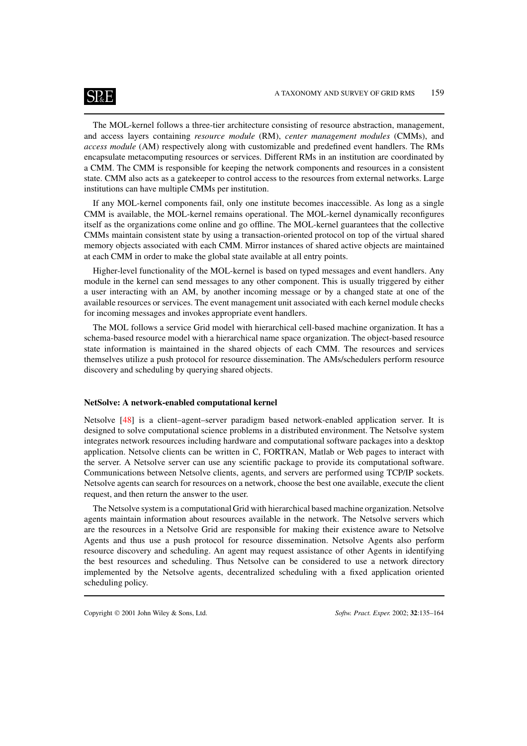The MOL-kernel follows a three-tier architecture consisting of resource abstraction, management, and access layers containing *resource module* (RM), *center management modules* (CMMs), and *access module* (AM) respectively along with customizable and predefined event handlers. The RMs encapsulate metacomputing resources or services. Different RMs in an institution are coordinated by a CMM. The CMM is responsible for keeping the network components and resources in a consistent state. CMM also acts as a gatekeeper to control access to the resources from external networks. Large institutions can have multiple CMMs per institution.

If any MOL-kernel components fail, only one institute becomes inaccessible. As long as a single CMM is available, the MOL-kernel remains operational. The MOL-kernel dynamically reconfigures itself as the organizations come online and go offline. The MOL-kernel guarantees that the collective CMMs maintain consistent state by using a transaction-oriented protocol on top of the virtual shared memory objects associated with each CMM. Mirror instances of shared active objects are maintained at each CMM in order to make the global state available at all entry points.

Higher-level functionality of the MOL-kernel is based on typed messages and event handlers. Any module in the kernel can send messages to any other component. This is usually triggered by either a user interacting with an AM, by another incoming message or by a changed state at one of the available resources or services. The event management unit associated with each kernel module checks for incoming messages and invokes appropriate event handlers.

The MOL follows a service Grid model with hierarchical cell-based machine organization. It has a schema-based resource model with a hierarchical name space organization. The object-based resource state information is maintained in the shared objects of each CMM. The resources and services themselves utilize a push protocol for resource dissemination. The AMs/schedulers perform resource discovery and scheduling by querying shared objects.

**NetSolve: A network-enabled computational kernel**

Netsolve [48] is a client–agent–server paradigm based network-enabled application server. It is designed to solve computational science problems in a distributed environment. The Netsolve system integrates network resources including hardware and computational software packages into a desktop application. Netsolve clients can be written in C, FORTRAN, Matlab or Web pages to interact with the server. A Netsolve server can use any scientific package to provide its computational software. Communications between Netsolve clients, agents, and servers are performed using TCP/IP sockets. Netsolve agents can search for resources on a network, choose the best one available, execute the client request, and then return the answer to the user.

The Netsolve system is a computational Grid with hierarchical based machine organization. Netsolve agents maintain information about resources available in the network. The Netsolve servers which are the resources in a Netsolve Grid are responsible for making their existence aware to Netsolve Agents and thus use a push protocol for resource dissemination. Netsolve Agents also perform resource discovery and scheduling. An agent may request assistance of other Agents in identifying the best resources and scheduling. Thus Netsolve can be considered to use a network directory implemented by the Netsolve agents, decentralized scheduling with a fixed application oriented scheduling policy.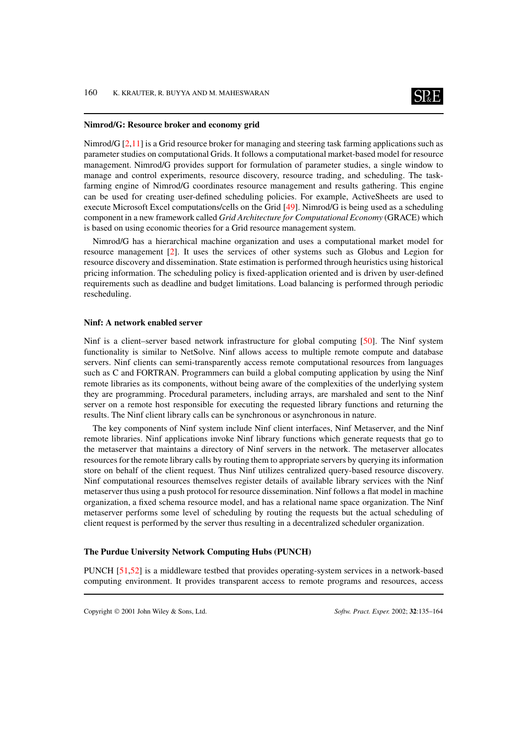**Nimrod/G: Resource broker and economy grid**

Nimrod/G [2,11] is a Grid resource broker for managing and steering task farming applications such as parameter studies on computational Grids. It follows a computational market-based model for resource management. Nimrod/G provides support for formulation of parameter studies, a single window to manage and control experiments, resource discovery, resource trading, and scheduling. The task-farming engine of Nimrod/G coordinates resource management and results gathering. This engine can be used for creating user-defined scheduling policies. For example, ActiveSheets are used to execute Microsoft Excel computations/cells on the Grid [49]. Nimrod/G is being used as a scheduling component in a new framework called *Grid Architecture for Computational Economy* (GRACE) which is based on using economic theories for a Grid resource management system.

Nimrod/G has a hierarchical machine organization and uses a computational market model for resource management [2]. It uses the services of other systems such as Globus and Legion for resource discovery and dissemination. State estimation is performed through heuristics using historical pricing information. The scheduling policy is fixed-application oriented and is driven by user-defined requirements such as deadline and budget limitations. Load balancing is performed through periodic rescheduling.

**Ninf: A network enabled server**

Ninf is a client–server based network infrastructure for global computing [50]. The Ninf system functionality is similar to NetSolve. Ninf allows access to multiple remote compute and database servers. Ninf clients can semi-transparently access remote computational resources from languages such as C and FORTRAN. Programmers can build a global computing application by using the Ninf remote libraries as its components, without being aware of the complexities of the underlying system they are programming. Procedural parameters, including arrays, are marshaled and sent to the Ninf server on a remote host responsible for executing the requested library functions and returning the results. The Ninf client library calls can be synchronous or asynchronous in nature.

The key components of Ninf system include Ninf client interfaces, Ninf Metaserver, and the Ninf remote libraries. Ninf applications invoke Ninf library functions which generate requests that go to the metaserver that maintains a directory of Ninf servers in the network. The metaserver allocates resources for the remote library calls by routing them to appropriate servers by querying its information store on behalf of the client request. Thus Ninf utilizes centralized query-based resource discovery. Ninf computational resources themselves register details of available library services with the Ninf metaserver thus using a push protocol for resource dissemination. Ninf follows a flat model in machine organization, a fixed schema resource model, and has a relational name space organization. The Ninf metaserver performs some level of scheduling by routing the requests but the actual scheduling of client request is performed by the server thus resulting in a decentralized scheduler organization.

**The Purdue University Network Computing Hubs (PUNCH)**

PUNCH [51,52] is a middleware testbed that provides operating-system services in a network-based computing environment. It provides transparent access to remote programs and resources, access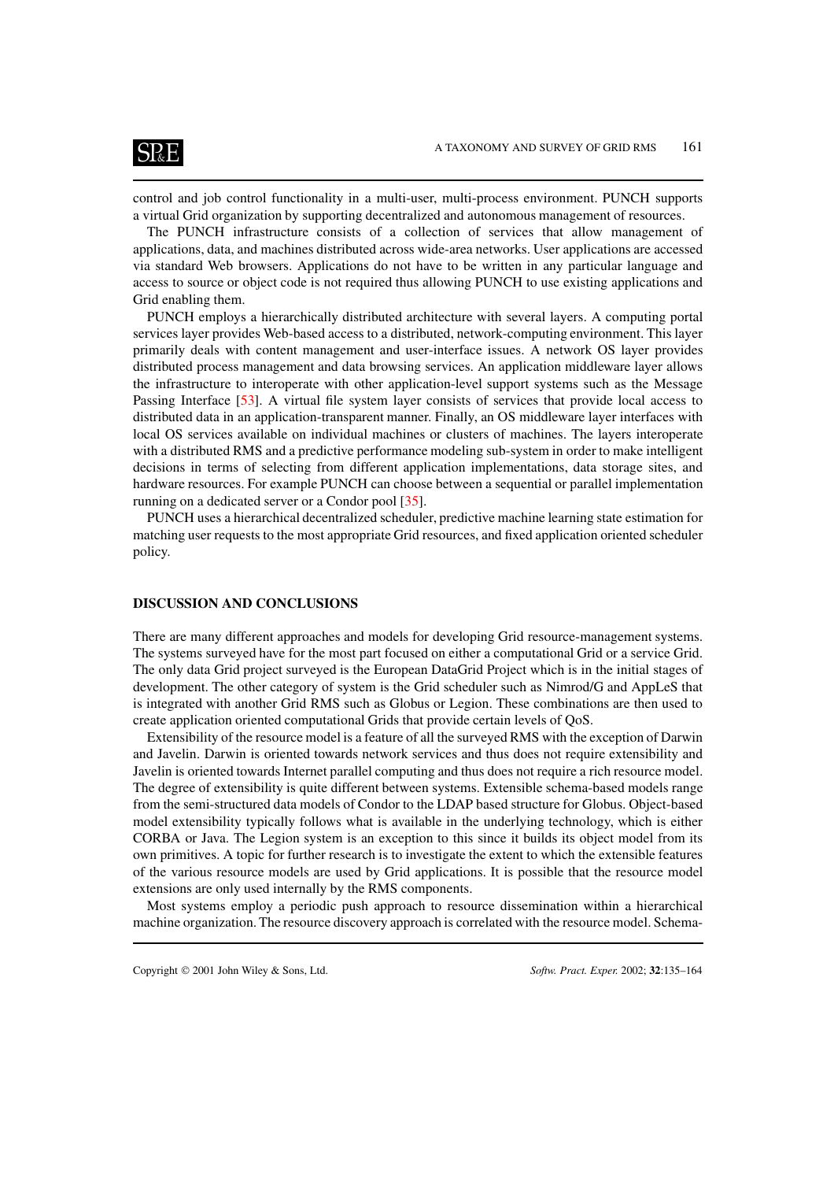control and job control functionality in a multi-user, multi-process environment. PUNCH supports a virtual Grid organization by supporting decentralized and autonomous management of resources.

The PUNCH infrastructure consists of a collection of services that allow management of applications, data, and machines distributed across wide-area networks. User applications are accessed via standard Web browsers. Applications do not have to be written in any particular language and access to source or object code is not required thus allowing PUNCH to use existing applications and Grid enabling them.

PUNCH employs a hierarchically distributed architecture with several layers. A computing portal services layer provides Web-based access to a distributed, network-computing environment. This layer primarily deals with content management and user-interface issues. A network OS layer provides distributed process management and data browsing services. An application middleware layer allows the infrastructure to interoperate with other application-level support systems such as the Message Passing Interface [53]. A virtual file system layer consists of services that provide local access to distributed data in an application-transparent manner. Finally, an OS middleware layer interfaces with local OS services available on individual machines or clusters of machines. The layers interoperate with a distributed RMS and a predictive performance modeling sub-system in order to make intelligent decisions in terms of selecting from different application implementations, data storage sites, and hardware resources. For example PUNCH can choose between a sequential or parallel implementation running on a dedicated server or a Condor pool [35].

PUNCH uses a hierarchical decentralized scheduler, predictive machine learning state estimation for matching user requests to the most appropriate Grid resources, and fixed application oriented scheduler policy.

## DISCUSSION AND CONCLUSIONS

There are many different approaches and models for developing Grid resource-management systems. The systems surveyed have for the most part focused on either a computational Grid or a service Grid. The only data Grid project surveyed is the European DataGrid Project which is in the initial stages of development. The other category of system is the Grid scheduler such as Nimrod/G and AppLeS that is integrated with another Grid RMS such as Globus or Legion. These combinations are then used to create application oriented computational Grids that provide certain levels of QoS.

Extensibility of the resource model is a feature of all the surveyed RMS with the exception of Darwin and Javelin. Darwin is oriented towards network services and thus does not require extensibility and Javelin is oriented towards Internet parallel computing and thus does not require a rich resource model. The degree of extensibility is quite different between systems. Extensible schema-based models range from the semi-structured data models of Condor to the LDAP based structure for Globus. Object-based model extensibility typically follows what is available in the underlying technology, which is either CORBA or Java. The Legion system is an exception to this since it builds its object model from its own primitives. A topic for further research is to investigate the extent to which the extensible features of the various resource models are used by Grid applications. It is possible that the resource model extensions are only used internally by the RMS components.

Most systems employ a periodic push approach to resource dissemination within a hierarchical machine organization. The resource discovery approach is correlated with the resource model. Schema-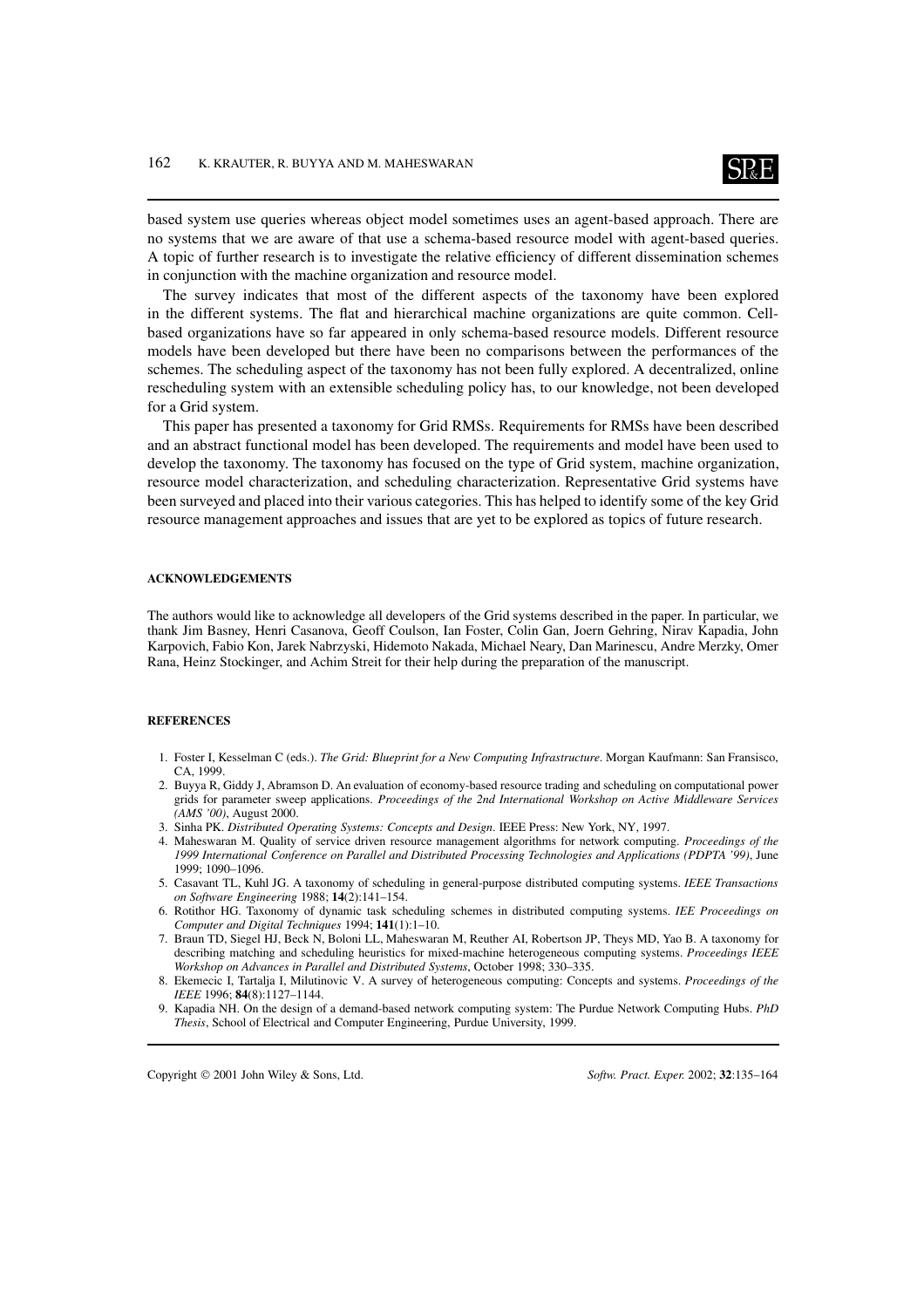based system use queries whereas object model sometimes uses an agent-based approach. There are no systems that we are aware of that use a schema-based resource model with agent-based queries. A topic of further research is to investigate the relative efficiency of different dissemination schemes in conjunction with the machine organization and resource model.

The survey indicates that most of the different aspects of the taxonomy have been explored in the different systems. The flat and hierarchical machine organizations are quite common. Cell-based organizations have so far appeared in only schema-based resource models. Different resource models have been developed but there have been no comparisons between the performances of the schemes. The scheduling aspect of the taxonomy has not been fully explored. A decentralized, online rescheduling system with an extensible scheduling policy has, to our knowledge, not been developed for a Grid system.

This paper has presented a taxonomy for Grid RMSs. Requirements for RMSs have been described and an abstract functional model has been developed. The requirements and model have been used to develop the taxonomy. The taxonomy has focused on the type of Grid system, machine organization, resource model characterization, and scheduling characterization. Representative Grid systems have been surveyed and placed into their various categories. This has helped to identify some of the key Grid resource management approaches and issues that are yet to be explored as topics of future research.

#### ACKNOWLEDGEMENTS

The authors would like to acknowledge all developers of the Grid systems described in the paper. In particular, we thank Jim Basney, Henri Casanova, Geoff Coulson, Ian Foster, Colin Gan, Joern Gehring, Nirav Kapadia, John Karpovich, Fabio Kon, Jarek Nabrzyski, Hidemoto Nakada, Michael Neary, Dan Marinescu, Andre Merzky, Omer Rana, Heinz Stockinger, and Achim Streit for their help during the preparation of the manuscript.

#### REFERENCES

1. Foster I, Kesselman C (eds.). *The Grid: Blueprint for a New Computing Infrastructure*. Morgan Kaufmann: San Fransisco, CA, 1999.
2. Buyya R, Giddy J, Abramson D. An evaluation of economy-based resource trading and scheduling on computational power grids for parameter sweep applications. *Proceedings of the 2nd International Workshop on Active Middleware Services (AMS '00)*, August 2000.
3. Sinha PK. *Distributed Operating Systems: Concepts and Design*. IEEE Press: New York, NY, 1997.
4. Maheswaran M. Quality of service driven resource management algorithms for network computing. *Proceedings of the 1999 International Conference on Parallel and Distributed Processing Technologies and Applications (PDPTA '99)*, June 1999; 1090–1096.
5. Casavant TL, Kuhl JG. A taxonomy of scheduling in general-purpose distributed computing systems. *IEEE Transactions on Software Engineering* 1988; **14**(2):141–154.
6. Rotithor HG. Taxonomy of dynamic task scheduling schemes in distributed computing systems. *IEE Proceedings on Computer and Digital Techniques* 1994; **141**(1):1–10.
7. Braun TD, Siegel HJ, Beck N, Boloni LL, Maheswaran M, Reuther AI, Robertson JP, Theys MD, Yao B. A taxonomy for describing matching and scheduling heuristics for mixed-machine heterogeneous computing systems. *Proceedings IEEE Workshop on Advances in Parallel and Distributed Systems*, October 1998; 330–335.
8. Ekemecic I, Tartalja I, Milutinovic V. A survey of heterogeneous computing: Concepts and systems. *Proceedings of the IEEE* 1996; **84**(8):1127–1144.
9. Kapadia NH. On the design of a demand-based network computing system: The Purdue Network Computing Hubs. *PhD Thesis*, School of Electrical and Computer Engineering, Purdue University, 1999.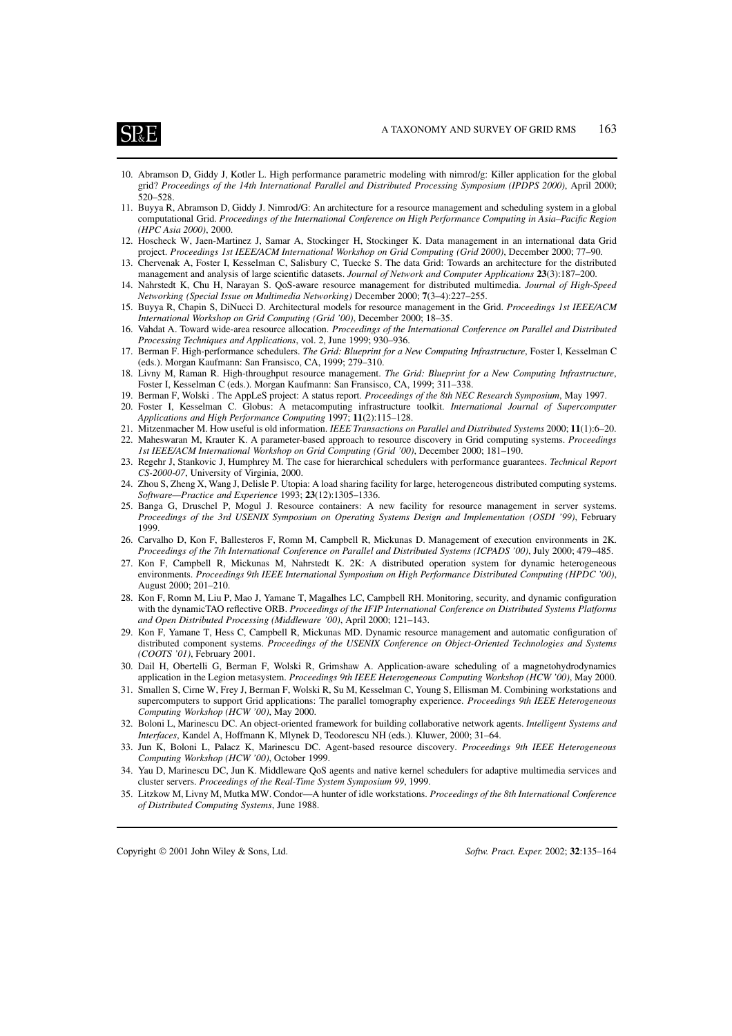10. Abramson D, Giddy J, Kotler L. High performance parametric modeling with nimrod/g: Killer application for the global grid? *Proceedings of the 14th International Parallel and Distributed Processing Symposium (IPDPS 2000)*, April 2000; 520–528.
11. Buyya R, Abramson D, Giddy J. Nimrod/G: An architecture for a resource management and scheduling system in a global computational Grid. *Proceedings of the International Conference on High Performance Computing in Asia–Pacific Region (HPC Asia 2000)*, 2000.
12. Hoscheck W, Jaen-Martinez J, Samar A, Stockinger H, Stockinger K. Data management in an international data Grid project. *Proceedings 1st IEEE/ACM International Workshop on Grid Computing (Grid 2000)*, December 2000; 77–90.
13. Chervenak A, Foster I, Kesselman C, Salisbury C, Tuecke S. The data Grid: Towards an architecture for the distributed management and analysis of large scientific datasets. *Journal of Network and Computer Applications* **23**(3):187–200.
14. Nahrstedt K, Chu H, Narayan S. QoS-aware resource management for distributed multimedia. *Journal of High-Speed Networking (Special Issue on Multimedia Networking)* December 2000; **7**(3–4):227–255.
15. Buyya R, Chapin S, DiNucci D. Architectural models for resource management in the Grid. *Proceedings 1st IEEE/ACM International Workshop on Grid Computing (Grid '00)*, December 2000; 18–35.
16. Vahdat A. Toward wide-area resource allocation. *Proceedings of the International Conference on Parallel and Distributed Processing Techniques and Applications*, vol. 2, June 1999; 930–936.
17. Berman F. High-performance schedulers. *The Grid: Blueprint for a New Computing Infrastructure*, Foster I, Kesselman C (eds.). Morgan Kaufmann: San Fransisco, CA, 1999; 279–310.
18. Livny M, Raman R. High-throughput resource management. *The Grid: Blueprint for a New Computing Infrastructure*, Foster I, Kesselman C (eds.). Morgan Kaufmann: San Fransisco, CA, 1999; 311–338.
19. Berman F, Wolski . The AppLeS project: A status report. *Proceedings of the 8th NEC Research Symposium*, May 1997.
20. Foster I, Kesselman C. Globus: A metacomputing infrastructure toolkit. *International Journal of Supercomputer Applications and High Performance Computing* 1997; **11**(2):115–128.
21. Mitzenmacher M. How useful is old information. *IEEE Transactions on Parallel and Distributed Systems* 2000; **11**(1):6–20.
22. Maheswaran M, Krauter K. A parameter-based approach to resource discovery in Grid computing systems. *Proceedings 1st IEEE/ACM International Workshop on Grid Computing (Grid '00)*, December 2000; 181–190.
23. Regehr J, Stankovic J, Humphrey M. The case for hierarchical schedulers with performance guarantees. *Technical Report CS-2000-07*, University of Virginia, 2000.
24. Zhou S, Zheng X, Wang J, Delisle P. Utopia: A load sharing facility for large, heterogeneous distributed computing systems. *Software—Practice and Experience* 1993; **23**(12):1305–1336.
25. Banga G, Druschel P, Mogul J. Resource containers: A new facility for resource management in server systems. *Proceedings of the 3rd USENIX Symposium on Operating Systems Design and Implementation (OSDI '99)*, February 1999.
26. Carvalho D, Kon F, Ballesteros F, Romn M, Campbell R, Mickunas D. Management of execution environments in 2K. *Proceedings of the 7th International Conference on Parallel and Distributed Systems (ICPADS '00)*, July 2000; 479–485.
27. Kon F, Campbell R, Mickunas M, Nahrstedt K. 2K: A distributed operation system for dynamic heterogeneous environments. *Proceedings 9th IEEE International Symposium on High Performance Distributed Computing (HPDC '00)*, August 2000; 201–210.
28. Kon F, Romn M, Liu P, Mao J, Yamane T, Magalhes LC, Campbell RH. Monitoring, security, and dynamic configuration with the dynamicTAO reflective ORB. *Proceedings of the IFIP International Conference on Distributed Systems Platforms and Open Distributed Processing (Middleware '00)*, April 2000; 121–143.
29. Kon F, Yamane T, Hess C, Campbell R, Mickunas MD. Dynamic resource management and automatic configuration of distributed component systems. *Proceedings of the USENIX Conference on Object-Oriented Technologies and Systems (COOTS '01)*, February 2001.
30. Dail H, Obertelli G, Berman F, Wolski R, Grimshaw A. Application-aware scheduling of a magnetohydrodynamics application in the Legion metasystem. *Proceedings 9th IEEE Heterogeneous Computing Workshop (HCW '00)*, May 2000.
31. Smallen S, Cirne W, Frey J, Berman F, Wolski R, Su M, Kesselman C, Young S, Ellisman M. Combining workstations and supercomputers to support Grid applications: The parallel tomography experience. *Proceedings 9th IEEE Heterogeneous Computing Workshop (HCW '00)*, May 2000.
32. Boloni L, Marinescu DC. An object-oriented framework for building collaborative network agents. *Intelligent Systems and Interfaces*, Kandel A, Hoffmann K, Mlynek D, Teodorescu NH (eds.). Kluwer, 2000; 31–64.
33. Jun K, Boloni L, Palacz K, Marinescu DC. Agent-based resource discovery. *Proceedings 9th IEEE Heterogeneous Computing Workshop (HCW '00)*, October 1999.
34. Yau D, Marinescu DC, Jun K. Middleware QoS agents and native kernel schedulers for adaptive multimedia services and cluster servers. *Proceedings of the Real-Time System Symposium 99*, 1999.
35. Litzkow M, Livny M, Mutka MW. Condor—A hunter of idle workstations. *Proceedings of the 8th International Conference of Distributed Computing Systems*, June 1988.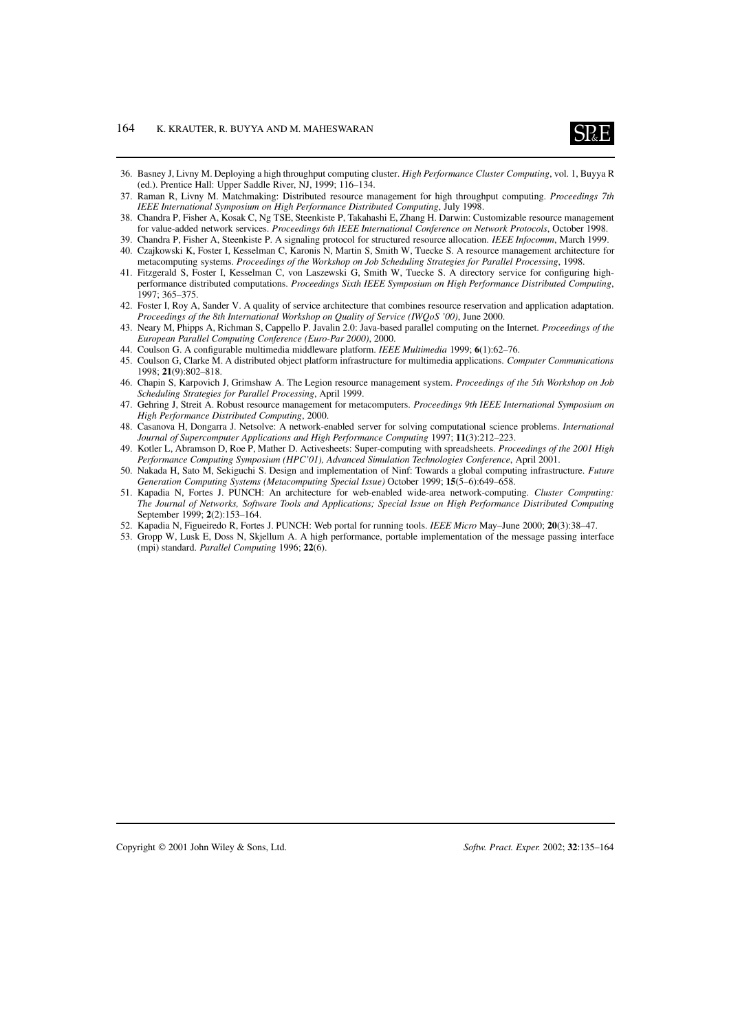36. Basney J, Livny M. Deploying a high throughput computing cluster. *High Performance Cluster Computing*, vol. 1, Buyya R (ed.). Prentice Hall: Upper Saddle River, NJ, 1999; 116–134.
37. Raman R, Livny M. Matchmaking: Distributed resource management for high throughput computing. *Proceedings 7th IEEE International Symposium on High Performance Distributed Computing*, July 1998.
38. Chandra P, Fisher A, Kosak C, Ng TSE, Steenkiste P, Takahashi E, Zhang H. Darwin: Customizable resource management for value-added network services. *Proceedings 6th IEEE International Conference on Network Protocols*, October 1998.
39. Chandra P, Fisher A, Steenkiste P. A signaling protocol for structured resource allocation. *IEEE Infocomm*, March 1999.
40. Czajkowski K, Foster I, Kesselman C, Karonis N, Martin S, Smith W, Tuecke S. A resource management architecture for metacomputing systems. *Proceedings of the Workshop on Job Scheduling Strategies for Parallel Processing*, 1998.
41. Fitzgerald S, Foster I, Kesselman C, von Laszewski G, Smith W, Tuecke S. A directory service for configuring high-performance distributed computations. *Proceedings Sixth IEEE Symposium on High Performance Distributed Computing*, 1997; 365–375.
42. Foster I, Roy A, Sander V. A quality of service architecture that combines resource reservation and application adaptation. *Proceedings of the 8th International Workshop on Quality of Service (IWQoS '00)*, June 2000.
43. Neary M, Phipps A, Richman S, Cappello P. Javalin 2.0: Java-based parallel computing on the Internet. *Proceedings of the European Parallel Computing Conference (Euro-Par 2000)*, 2000.
44. Coulson G. A configurable multimedia middleware platform. *IEEE Multimedia* 1999; **6**(1):62–76.
45. Coulson G, Clarke M. A distributed object platform infrastructure for multimedia applications. *Computer Communications* 1998; **21**(9):802–818.
46. Chapin S, Karpovich J, Grimshaw A. The Legion resource management system. *Proceedings of the 5th Workshop on Job Scheduling Strategies for Parallel Processing*, April 1999.
47. Gehring J, Streit A. Robust resource management for metacomputers. *Proceedings 9th IEEE International Symposium on High Performance Distributed Computing*, 2000.
48. Casanova H, Dongarra J. Netsolve: A network-enabled server for solving computational science problems. *International Journal of Supercomputer Applications and High Performance Computing* 1997; **11**(3):212–223.
49. Kotler L, Abramson D, Roe P, Mather D. Activesheets: Super-computing with spreadsheets. *Proceedings of the 2001 High Performance Computing Symposium (HPC'01), Advanced Simulation Technologies Conference*, April 2001.
50. Nakada H, Sato M, Sekiguchi S. Design and implementation of Ninf: Towards a global computing infrastructure. *Future Generation Computing Systems (Metacomputing Special Issue)* October 1999; **15**(5–6):649–658.
51. Kapadia N, Fortes J. PUNCH: An architecture for web-enabled wide-area network-computing. *Cluster Computing: The Journal of Networks, Software Tools and Applications; Special Issue on High Performance Distributed Computing* September 1999; **2**(2):153–164.
52. Kapadia N, Figueiredo R, Fortes J. PUNCH: Web portal for running tools. *IEEE Micro* May–June 2000; **20**(3):38–47.
53. Gropp W, Lusk E, Doss N, Skjellum A. A high performance, portable implementation of the message passing interface (mpi) standard. *Parallel Computing* 1996; **22**(6).